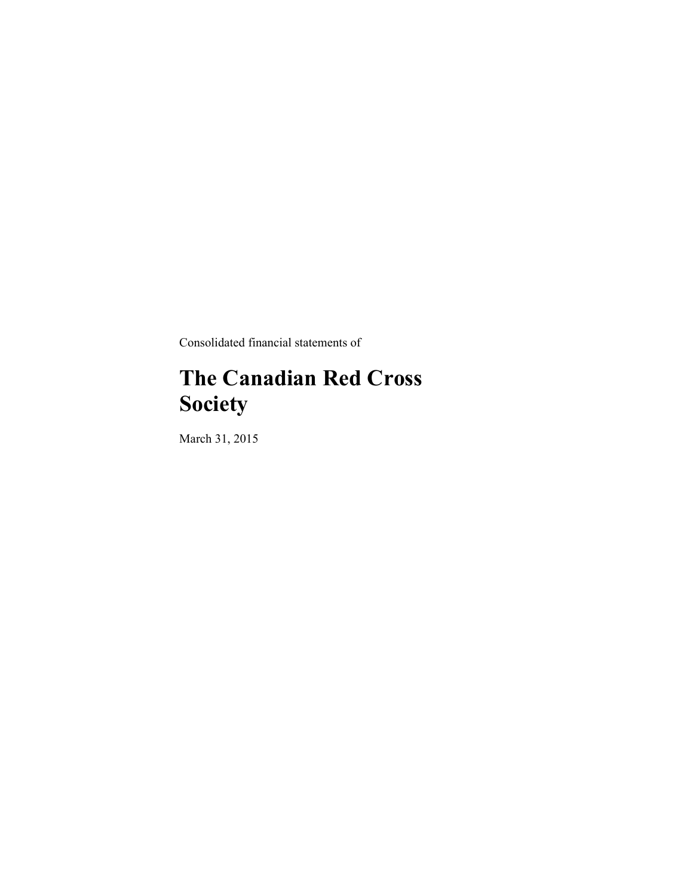Consolidated financial statements of

# The Canadian Red Cross Society

March 31, 2015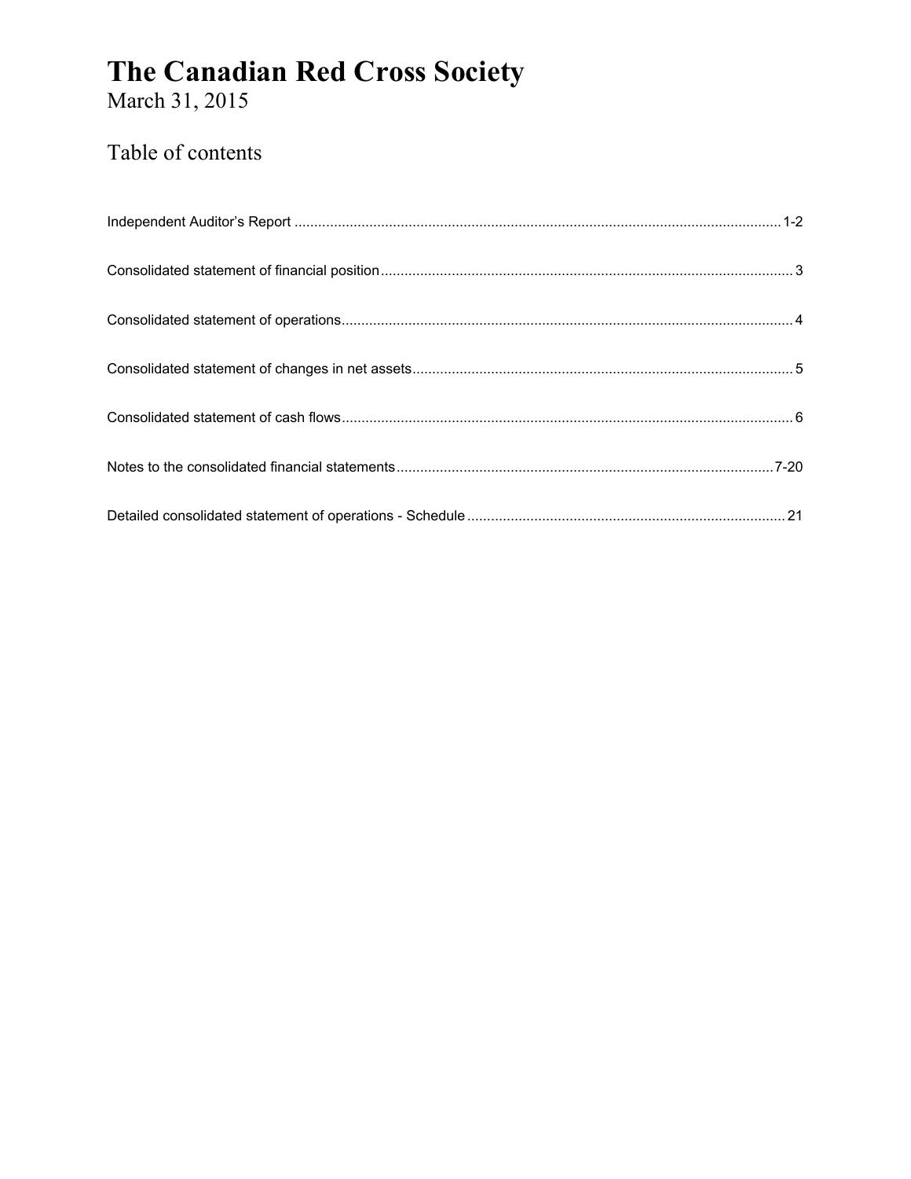# The Canadian Red Cross Society

March 31, 2015

## Table of contents

| | |
|---|---|
| Independent Auditor's Report | 1-2 |
| Consolidated statement of financial position | 3 |
| Consolidated statement of operations | 4 |
| Consolidated statement of changes in net assets | 5 |
| Consolidated statement of cash flows | 6 |
| Notes to the consolidated financial statements | 7-20 |
| Detailed consolidated statement of operations - Schedule | 21 |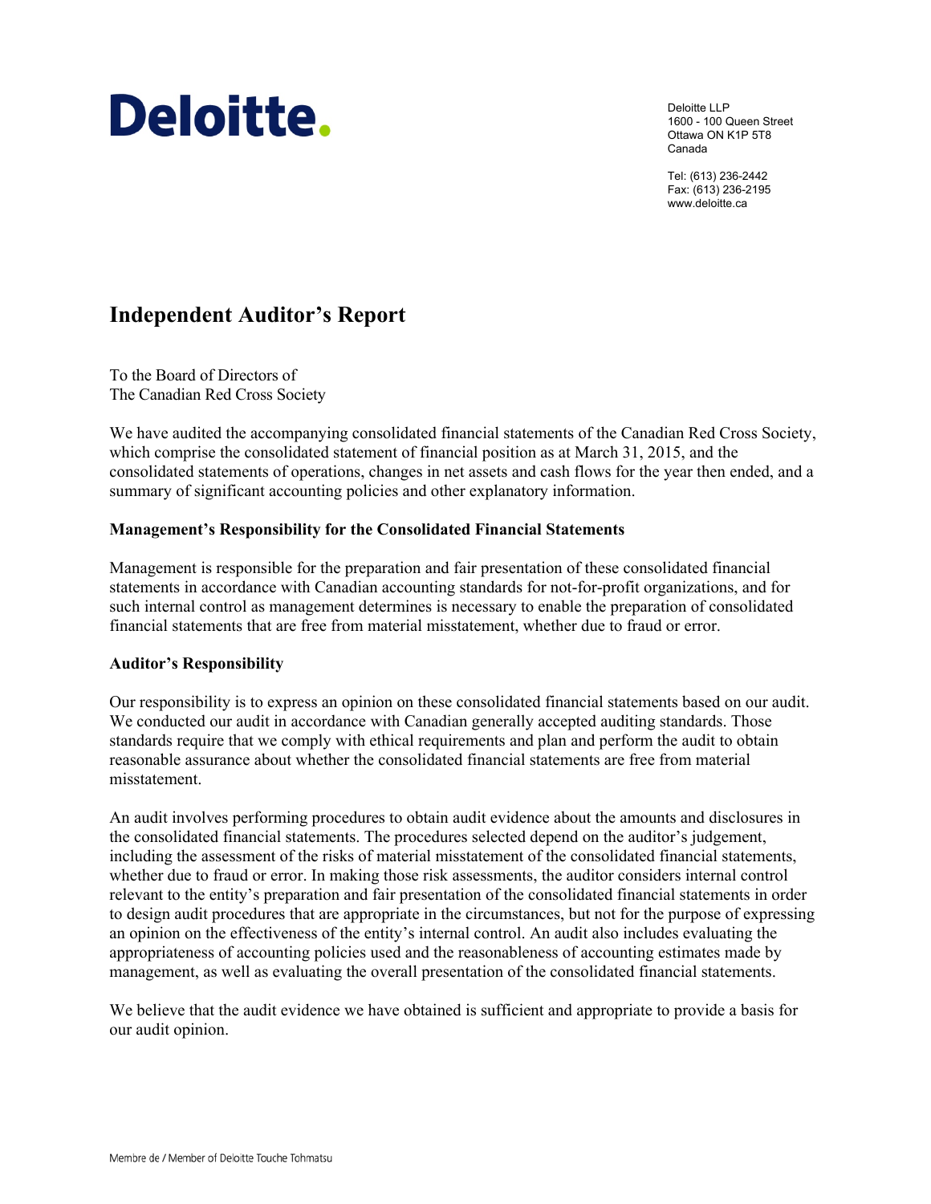Deloitte.

Deloitte LLP
1600 - 100 Queen Street
Ottawa ON K1P 5T8
Canada

Tel: (613) 236-2442
Fax: (613) 236-2195
www.deloitte.ca

# Independent Auditor's Report

To the Board of Directors of
The Canadian Red Cross Society

We have audited the accompanying consolidated financial statements of the Canadian Red Cross Society, which comprise the consolidated statement of financial position as at March 31, 2015, and the consolidated statements of operations, changes in net assets and cash flows for the year then ended, and a summary of significant accounting policies and other explanatory information.

**Management's Responsibility for the Consolidated Financial Statements**

Management is responsible for the preparation and fair presentation of these consolidated financial statements in accordance with Canadian accounting standards for not-for-profit organizations, and for such internal control as management determines is necessary to enable the preparation of consolidated financial statements that are free from material misstatement, whether due to fraud or error.

**Auditor's Responsibility**

Our responsibility is to express an opinion on these consolidated financial statements based on our audit. We conducted our audit in accordance with Canadian generally accepted auditing standards. Those standards require that we comply with ethical requirements and plan and perform the audit to obtain reasonable assurance about whether the consolidated financial statements are free from material misstatement.

An audit involves performing procedures to obtain audit evidence about the amounts and disclosures in the consolidated financial statements. The procedures selected depend on the auditor's judgement, including the assessment of the risks of material misstatement of the consolidated financial statements, whether due to fraud or error. In making those risk assessments, the auditor considers internal control relevant to the entity's preparation and fair presentation of the consolidated financial statements in order to design audit procedures that are appropriate in the circumstances, but not for the purpose of expressing an opinion on the effectiveness of the entity's internal control. An audit also includes evaluating the appropriateness of accounting policies used and the reasonableness of accounting estimates made by management, as well as evaluating the overall presentation of the consolidated financial statements.

We believe that the audit evidence we have obtained is sufficient and appropriate to provide a basis for our audit opinion.

Membre de / Member of Deloitte Touche Tohmatsu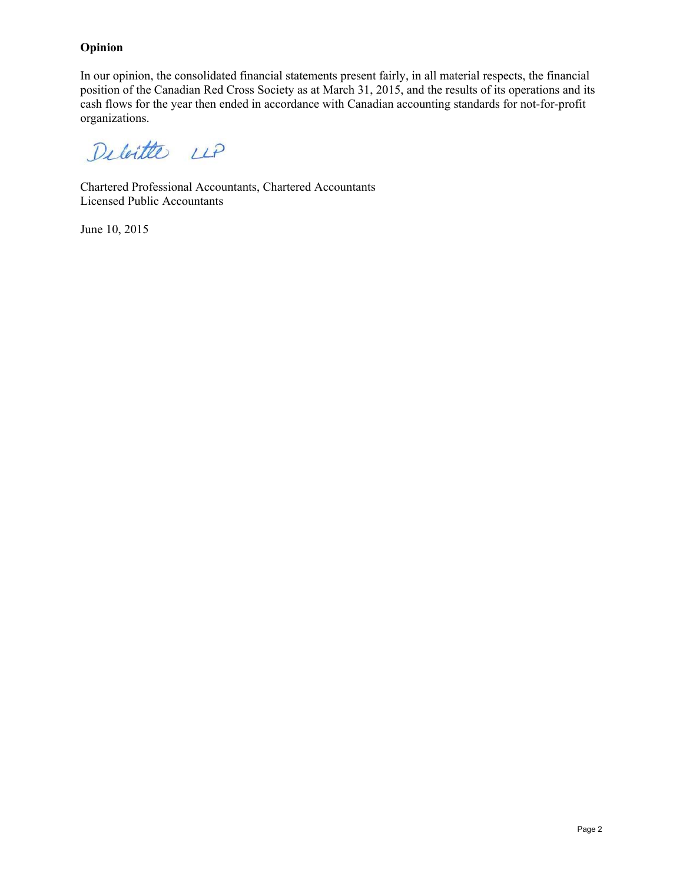**Opinion**

In our opinion, the consolidated financial statements present fairly, in all material respects, the financial position of the Canadian Red Cross Society as at March 31, 2015, and the results of its operations and its cash flows for the year then ended in accordance with Canadian accounting standards for not-for-profit organizations.

Deloitte LLP

Chartered Professional Accountants, Chartered Accountants
Licensed Public Accountants

June 10, 2015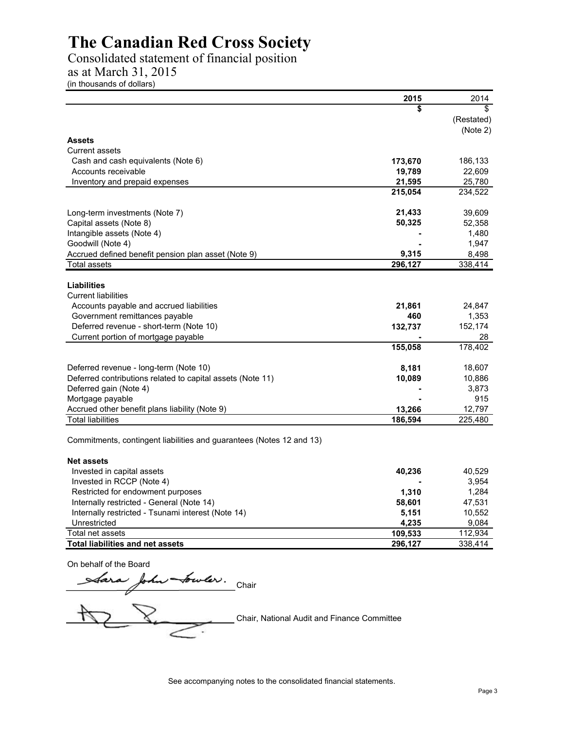# The Canadian Red Cross Society

Consolidated statement of financial position
as at March 31, 2015
(in thousands of dollars)

| | 2015 | 2014 |
|---|---|---|
| | **$** | $ |
| | | (Restated) (Note 2) |
| **Assets** | | |
| Current assets | | |
| Cash and cash equivalents (Note 6) | **173,670** | 186,133 |
| Accounts receivable | **19,789** | 22,609 |
| Inventory and prepaid expenses | **21,595** | 25,780 |
| | **215,054** | 234,522 |
| Long-term investments (Note 7) | **21,433** | 39,609 |
| Capital assets (Note 8) | **50,325** | 52,358 |
| Intangible assets (Note 4) | **-** | 1,480 |
| Goodwill (Note 4) | **-** | 1,947 |
| Accrued defined benefit pension plan asset (Note 9) | **9,315** | 8,498 |
| Total assets | **296,127** | 338,414 |
| **Liabilities** | | |
| Current liabilities | | |
| Accounts payable and accrued liabilities | **21,861** | 24,847 |
| Government remittances payable | **460** | 1,353 |
| Deferred revenue - short-term (Note 10) | **132,737** | 152,174 |
| Current portion of mortgage payable | **-** | 28 |
| | **155,058** | 178,402 |
| Deferred revenue - long-term (Note 10) | **8,181** | 18,607 |
| Deferred contributions related to capital assets (Note 11) | **10,089** | 10,886 |
| Deferred gain (Note 4) | **-** | 3,873 |
| Mortgage payable | **-** | 915 |
| Accrued other benefit plans liability (Note 9) | **13,266** | 12,797 |
| Total liabilities | **186,594** | 225,480 |
| Commitments, contingent liabilities and guarantees (Notes 12 and 13) | | |
| **Net assets** | | |
| Invested in capital assets | **40,236** | 40,529 |
| Invested in RCCP (Note 4) | **-** | 3,954 |
| Restricted for endowment purposes | **1,310** | 1,284 |
| Internally restricted - General (Note 14) | **58,601** | 47,531 |
| Internally restricted - Tsunami interest (Note 14) | **5,151** | 10,552 |
| Unrestricted | **4,235** | 9,084 |
| Total net assets | **109,533** | 112,934 |
| **Total liabilities and net assets** | **296,127** | 338,414 |

On behalf of the Board

Sara John Fowler. Chair

Chair, National Audit and Finance Committee

See accompanying notes to the consolidated financial statements.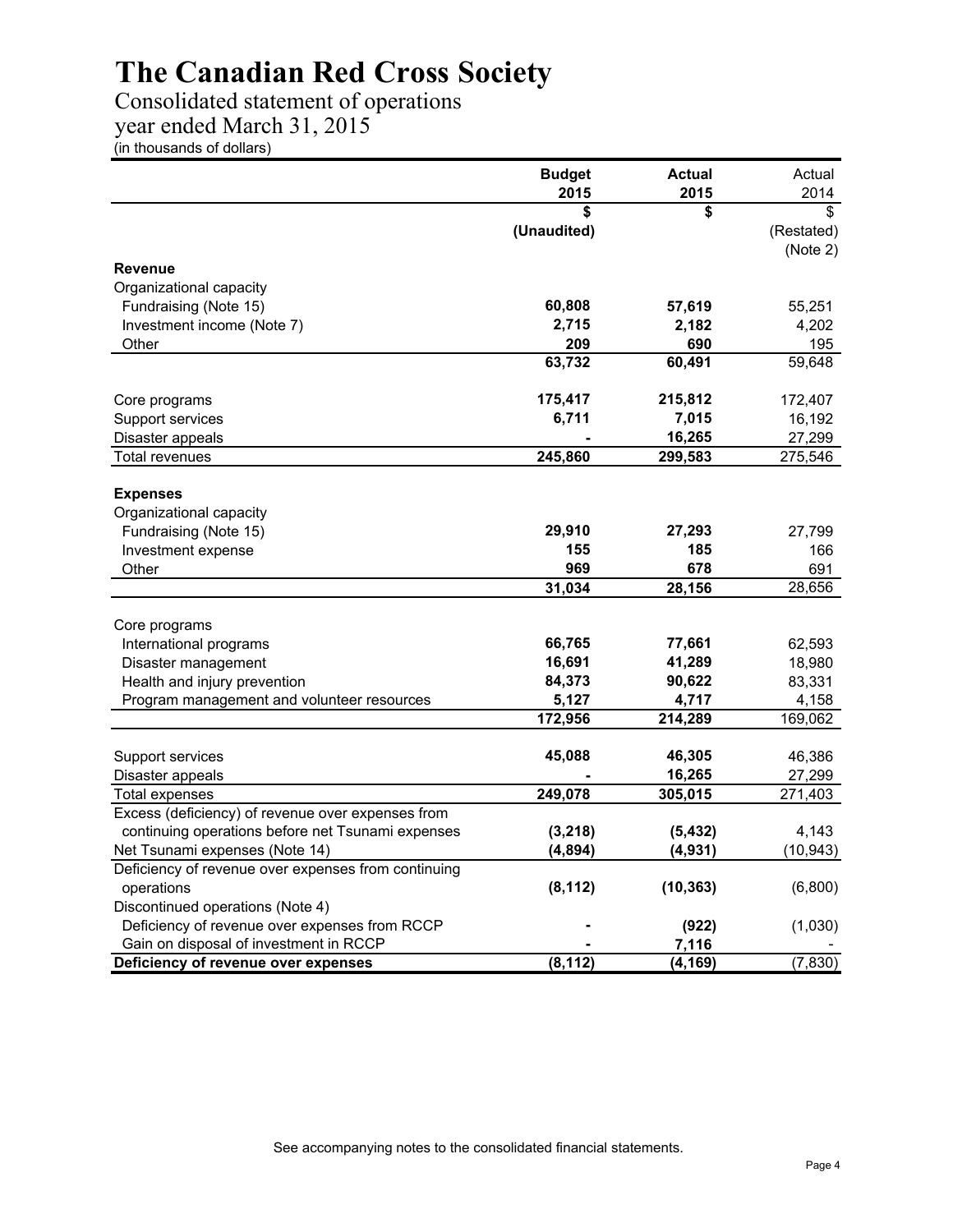# The Canadian Red Cross Society

Consolidated statement of operations
year ended March 31, 2015
(in thousands of dollars)

| | Budget 2015 | Actual 2015 | Actual 2014 |
|---|---|---|---|
| | $ (Unaudited) | $ | $ (Restated) (Note 2) |
| **Revenue** | | | |
| Organizational capacity | | | |
| Fundraising (Note 15) | 60,808 | 57,619 | 55,251 |
| Investment income (Note 7) | 2,715 | 2,182 | 4,202 |
| Other | 209 | 690 | 195 |
| | 63,732 | 60,491 | 59,648 |
| Core programs | 175,417 | 215,812 | 172,407 |
| Support services | 6,711 | 7,015 | 16,192 |
| Disaster appeals | - | 16,265 | 27,299 |
| Total revenues | 245,860 | 299,583 | 275,546 |
| **Expenses** | | | |
| Organizational capacity | | | |
| Fundraising (Note 15) | 29,910 | 27,293 | 27,799 |
| Investment expense | 155 | 185 | 166 |
| Other | 969 | 678 | 691 |
| | 31,034 | 28,156 | 28,656 |
| Core programs | | | |
| International programs | 66,765 | 77,661 | 62,593 |
| Disaster management | 16,691 | 41,289 | 18,980 |
| Health and injury prevention | 84,373 | 90,622 | 83,331 |
| Program management and volunteer resources | 5,127 | 4,717 | 4,158 |
| | 172,956 | 214,289 | 169,062 |
| Support services | 45,088 | 46,305 | 46,386 |
| Disaster appeals | - | 16,265 | 27,299 |
| Total expenses | 249,078 | 305,015 | 271,403 |
| Excess (deficiency) of revenue over expenses from continuing operations before net Tsunami expenses | (3,218) | (5,432) | 4,143 |
| Net Tsunami expenses (Note 14) | (4,894) | (4,931) | (10,943) |
| Deficiency of revenue over expenses from continuing operations | (8,112) | (10,363) | (6,800) |
| Discontinued operations (Note 4) | | | |
| Deficiency of revenue over expenses from RCCP | - | (922) | (1,030) |
| Gain on disposal of investment in RCCP | - | 7,116 | - |
| **Deficiency of revenue over expenses** | **(8,112)** | **(4,169)** | **(7,830)** |

See accompanying notes to the consolidated financial statements.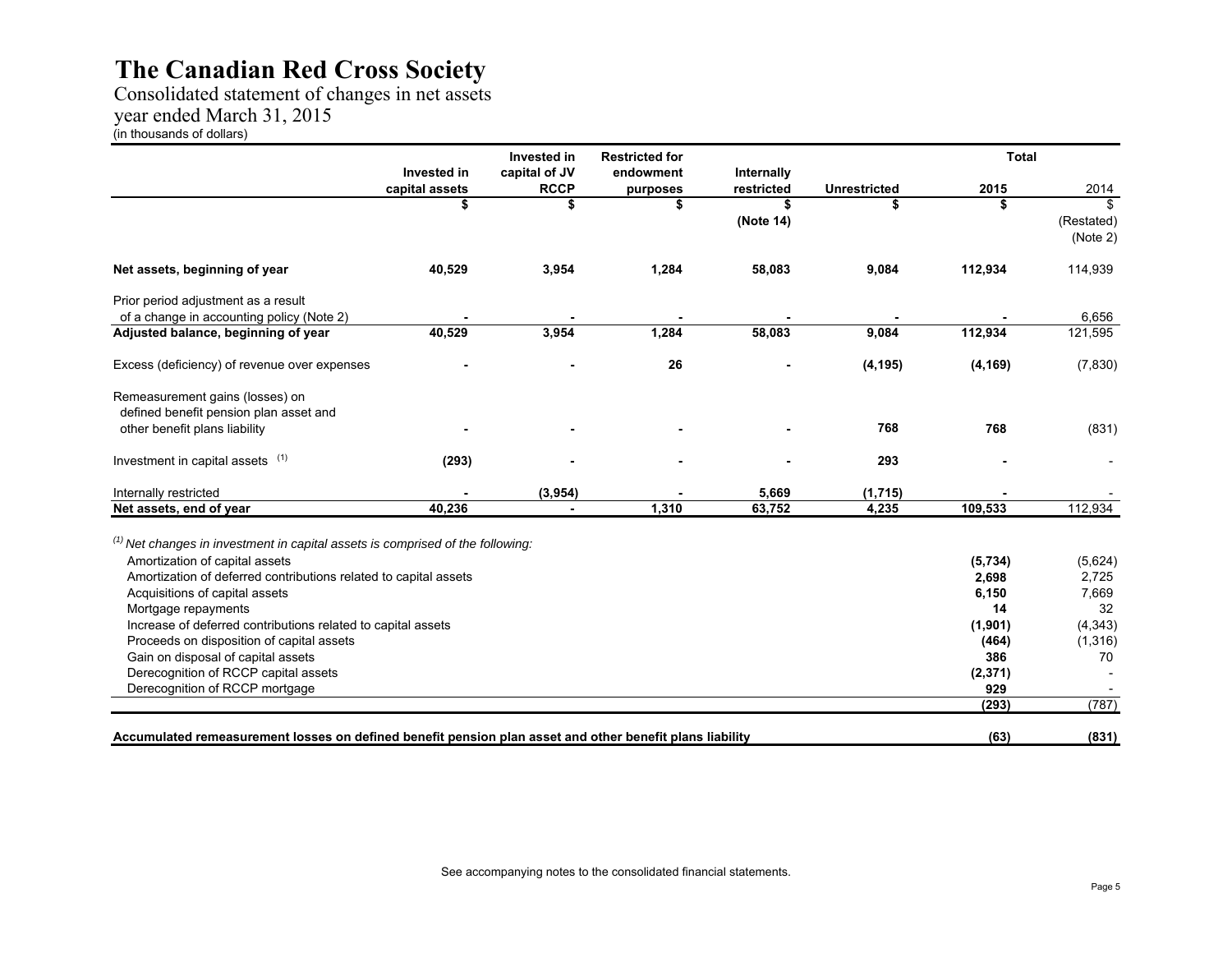# The Canadian Red Cross Society

Consolidated statement of changes in net assets
year ended March 31, 2015
(in thousands of dollars)

| | Invested in capital assets | Invested in capital of JV RCCP | Restricted for endowment purposes | Internally restricted | Unrestricted | Total 2015 | Total 2014 |
|---|---|---|---|---|---|---|---|
| | $ | $ | $ | $ (Note 14) | $ | $ | $ (Restated) (Note 2) |
| **Net assets, beginning of year** | **40,529** | **3,954** | **1,284** | **58,083** | **9,084** | **112,934** | 114,939 |
| Prior period adjustment as a result of a change in accounting policy (Note 2) | **-** | **-** | **-** | **-** | **-** | **-** | 6,656 |
| **Adjusted balance, beginning of year** | **40,529** | **3,954** | **1,284** | **58,083** | **9,084** | **112,934** | 121,595 |
| Excess (deficiency) of revenue over expenses | **-** | **-** | **26** | **-** | **(4,195)** | **(4,169)** | (7,830) |
| Remeasurement gains (losses) on defined benefit pension plan asset and other benefit plans liability | **-** | **-** | **-** | **-** | **768** | **768** | (831) |
| Investment in capital assets (1) | **(293)** | **-** | **-** | **-** | **293** | **-** | - |
| Internally restricted | **-** | **(3,954)** | **-** | **5,669** | **(1,715)** | **-** | - |
| **Net assets, end of year** | **40,236** | **-** | **1,310** | **63,752** | **4,235** | **109,533** | 112,934 |

(1) *Net changes in investment in capital assets is comprised of the following:*

| | 2015 | 2014 |
|---|---|---|
| Amortization of capital assets | **(5,734)** | (5,624) |
| Amortization of deferred contributions related to capital assets | **2,698** | 2,725 |
| Acquisitions of capital assets | **6,150** | 7,669 |
| Mortgage repayments | **14** | 32 |
| Increase of deferred contributions related to capital assets | **(1,901)** | (4,343) |
| Proceeds on disposition of capital assets | **(464)** | (1,316) |
| Gain on disposal of capital assets | **386** | 70 |
| Derecognition of RCCP capital assets | **(2,371)** | - |
| Derecognition of RCCP mortgage | **929** | - |
| | **(293)** | (787) |
| **Accumulated remeasurement losses on defined benefit pension plan asset and other benefit plans liability** | **(63)** | **(831)** |

See accompanying notes to the consolidated financial statements.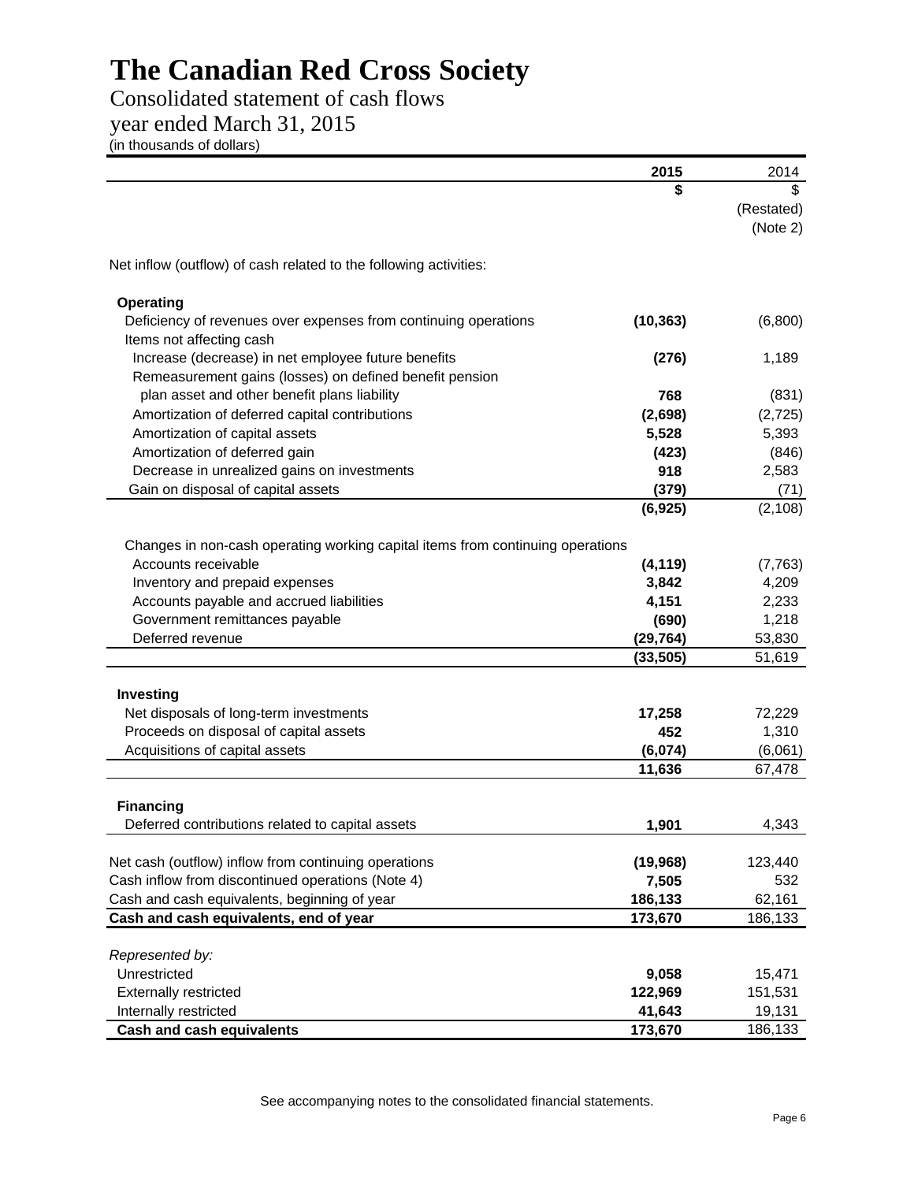# The Canadian Red Cross Society

Consolidated statement of cash flows

year ended March 31, 2015

(in thousands of dollars)

| | 2015 | 2014 |
|---|---|---|
| | **$** | $ |
| | | (Restated) |
| | | (Note 2) |
| Net inflow (outflow) of cash related to the following activities: | | |
| **Operating** | | |
| Deficiency of revenues over expenses from continuing operations | **(10,363)** | (6,800) |
| Items not affecting cash | | |
| Increase (decrease) in net employee future benefits | **(276)** | 1,189 |
| Remeasurement gains (losses) on defined benefit pension plan asset and other benefit plans liability | **768** | (831) |
| Amortization of deferred capital contributions | **(2,698)** | (2,725) |
| Amortization of capital assets | **5,528** | 5,393 |
| Amortization of deferred gain | **(423)** | (846) |
| Decrease in unrealized gains on investments | **918** | 2,583 |
| Gain on disposal of capital assets | **(379)** | (71) |
| | **(6,925)** | (2,108) |
| Changes in non-cash operating working capital items from continuing operations | | |
| Accounts receivable | **(4,119)** | (7,763) |
| Inventory and prepaid expenses | **3,842** | 4,209 |
| Accounts payable and accrued liabilities | **4,151** | 2,233 |
| Government remittances payable | **(690)** | 1,218 |
| Deferred revenue | **(29,764)** | 53,830 |
| | **(33,505)** | 51,619 |
| **Investing** | | |
| Net disposals of long-term investments | **17,258** | 72,229 |
| Proceeds on disposal of capital assets | **452** | 1,310 |
| Acquisitions of capital assets | **(6,074)** | (6,061) |
| | **11,636** | 67,478 |
| **Financing** | | |
| Deferred contributions related to capital assets | **1,901** | 4,343 |
| Net cash (outflow) inflow from continuing operations | **(19,968)** | 123,440 |
| Cash inflow from discontinued operations (Note 4) | **7,505** | 532 |
| Cash and cash equivalents, beginning of year | **186,133** | 62,161 |
| **Cash and cash equivalents, end of year** | **173,670** | 186,133 |
| *Represented by:* | | |
| Unrestricted | **9,058** | 15,471 |
| Externally restricted | **122,969** | 151,531 |
| Internally restricted | **41,643** | 19,131 |
| **Cash and cash equivalents** | **173,670** | 186,133 |

See accompanying notes to the consolidated financial statements.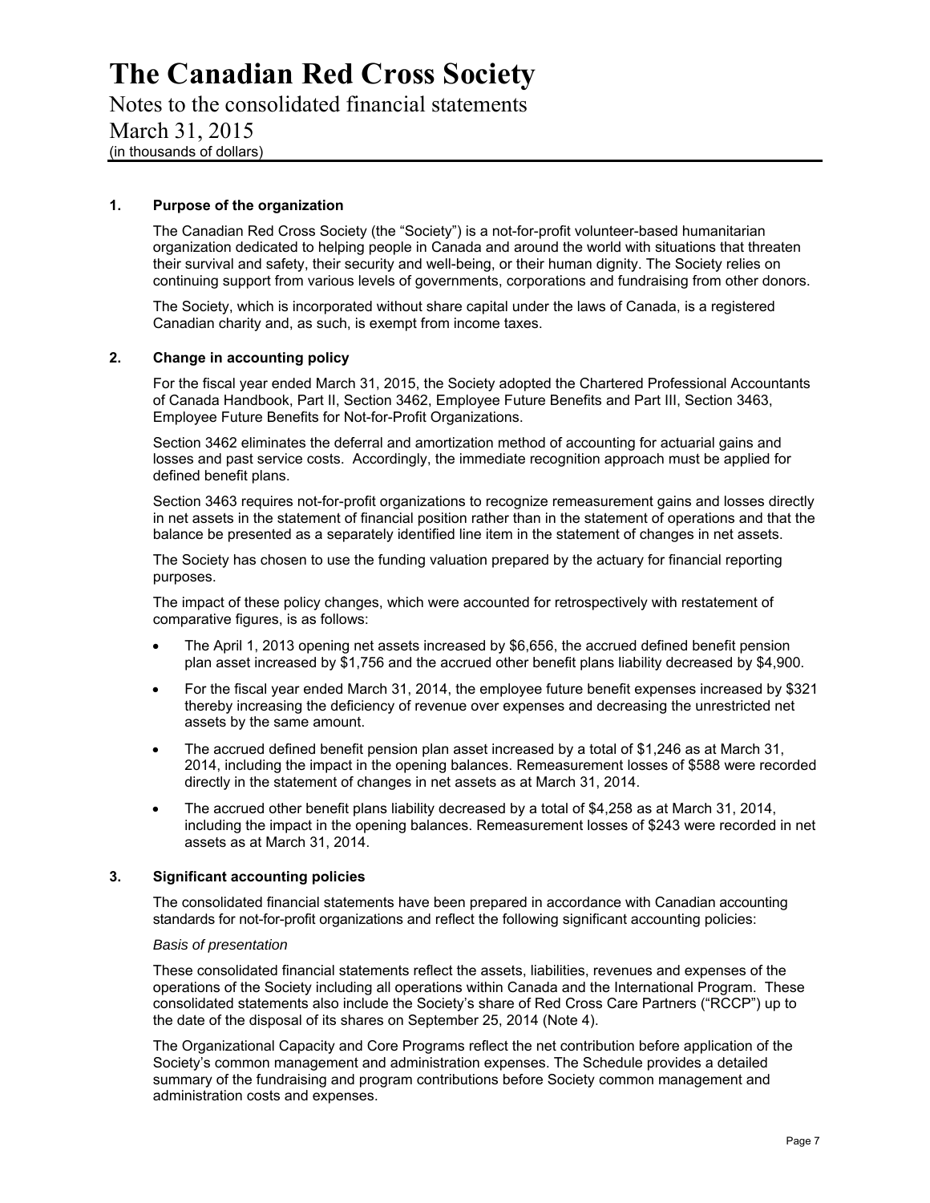# The Canadian Red Cross Society

Notes to the consolidated financial statements

March 31, 2015

(in thousands of dollars)

## 1. Purpose of the organization

The Canadian Red Cross Society (the "Society") is a not-for-profit volunteer-based humanitarian organization dedicated to helping people in Canada and around the world with situations that threaten their survival and safety, their security and well-being, or their human dignity. The Society relies on continuing support from various levels of governments, corporations and fundraising from other donors.

The Society, which is incorporated without share capital under the laws of Canada, is a registered Canadian charity and, as such, is exempt from income taxes.

## 2. Change in accounting policy

For the fiscal year ended March 31, 2015, the Society adopted the Chartered Professional Accountants of Canada Handbook, Part II, Section 3462, Employee Future Benefits and Part III, Section 3463, Employee Future Benefits for Not-for-Profit Organizations.

Section 3462 eliminates the deferral and amortization method of accounting for actuarial gains and losses and past service costs. Accordingly, the immediate recognition approach must be applied for defined benefit plans.

Section 3463 requires not-for-profit organizations to recognize remeasurement gains and losses directly in net assets in the statement of financial position rather than in the statement of operations and that the balance be presented as a separately identified line item in the statement of changes in net assets.

The Society has chosen to use the funding valuation prepared by the actuary for financial reporting purposes.

The impact of these policy changes, which were accounted for retrospectively with restatement of comparative figures, is as follows:

- The April 1, 2013 opening net assets increased by $6,656, the accrued defined benefit pension plan asset increased by $1,756 and the accrued other benefit plans liability decreased by $4,900.
- For the fiscal year ended March 31, 2014, the employee future benefit expenses increased by $321 thereby increasing the deficiency of revenue over expenses and decreasing the unrestricted net assets by the same amount.
- The accrued defined benefit pension plan asset increased by a total of $1,246 as at March 31, 2014, including the impact in the opening balances. Remeasurement losses of $588 were recorded directly in the statement of changes in net assets as at March 31, 2014.
- The accrued other benefit plans liability decreased by a total of $4,258 as at March 31, 2014, including the impact in the opening balances. Remeasurement losses of $243 were recorded in net assets as at March 31, 2014.

## 3. Significant accounting policies

The consolidated financial statements have been prepared in accordance with Canadian accounting standards for not-for-profit organizations and reflect the following significant accounting policies:

*Basis of presentation*

These consolidated financial statements reflect the assets, liabilities, revenues and expenses of the operations of the Society including all operations within Canada and the International Program. These consolidated statements also include the Society's share of Red Cross Care Partners ("RCCP") up to the date of the disposal of its shares on September 25, 2014 (Note 4).

The Organizational Capacity and Core Programs reflect the net contribution before application of the Society's common management and administration expenses. The Schedule provides a detailed summary of the fundraising and program contributions before Society common management and administration costs and expenses.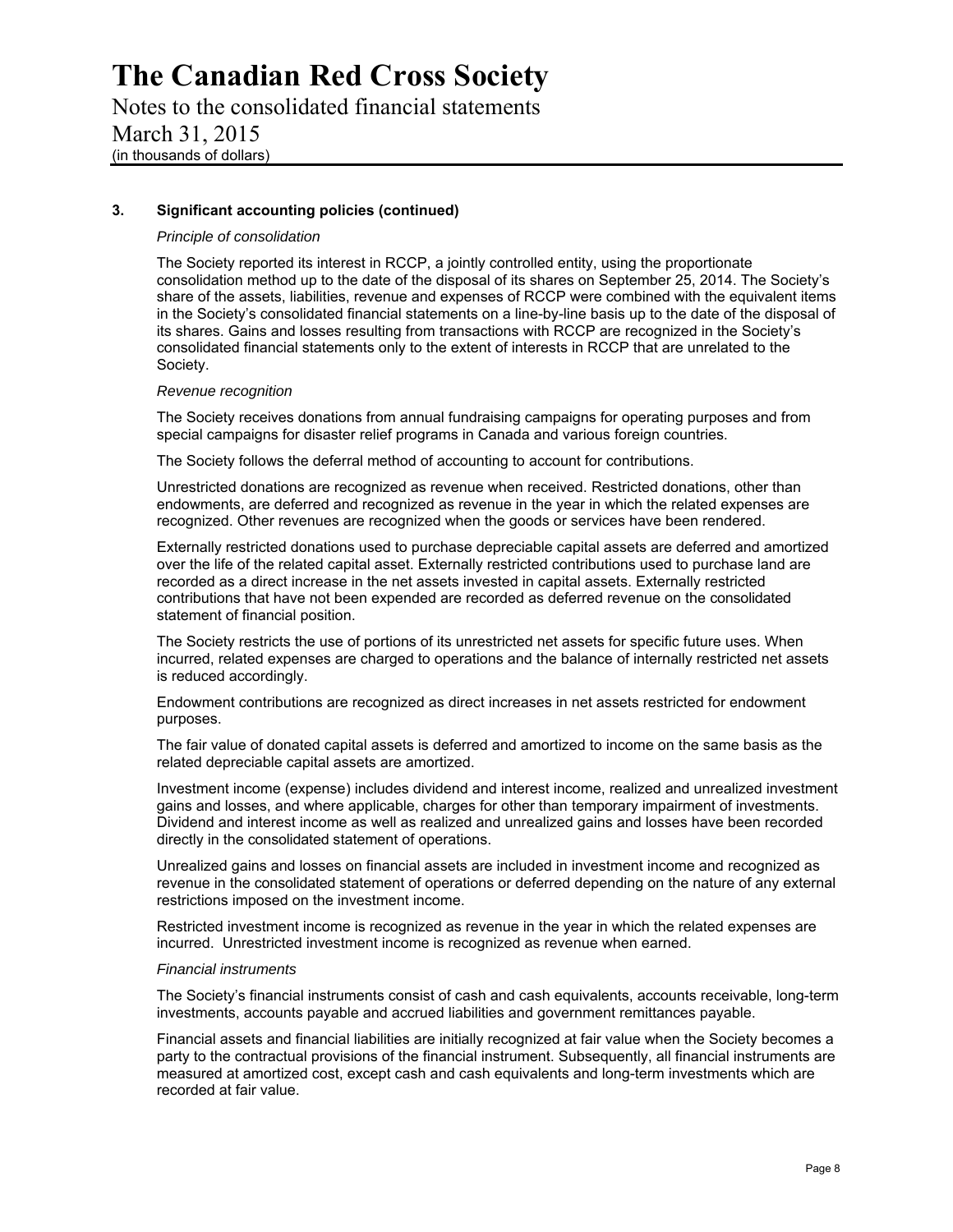### 3. Significant accounting policies (continued)

*Principle of consolidation*

The Society reported its interest in RCCP, a jointly controlled entity, using the proportionate consolidation method up to the date of the disposal of its shares on September 25, 2014. The Society's share of the assets, liabilities, revenue and expenses of RCCP were combined with the equivalent items in the Society's consolidated financial statements on a line-by-line basis up to the date of the disposal of its shares. Gains and losses resulting from transactions with RCCP are recognized in the Society's consolidated financial statements only to the extent of interests in RCCP that are unrelated to the Society.

*Revenue recognition*

The Society receives donations from annual fundraising campaigns for operating purposes and from special campaigns for disaster relief programs in Canada and various foreign countries.

The Society follows the deferral method of accounting to account for contributions.

Unrestricted donations are recognized as revenue when received. Restricted donations, other than endowments, are deferred and recognized as revenue in the year in which the related expenses are recognized. Other revenues are recognized when the goods or services have been rendered.

Externally restricted donations used to purchase depreciable capital assets are deferred and amortized over the life of the related capital asset. Externally restricted contributions used to purchase land are recorded as a direct increase in the net assets invested in capital assets. Externally restricted contributions that have not been expended are recorded as deferred revenue on the consolidated statement of financial position.

The Society restricts the use of portions of its unrestricted net assets for specific future uses. When incurred, related expenses are charged to operations and the balance of internally restricted net assets is reduced accordingly.

Endowment contributions are recognized as direct increases in net assets restricted for endowment purposes.

The fair value of donated capital assets is deferred and amortized to income on the same basis as the related depreciable capital assets are amortized.

Investment income (expense) includes dividend and interest income, realized and unrealized investment gains and losses, and where applicable, charges for other than temporary impairment of investments. Dividend and interest income as well as realized and unrealized gains and losses have been recorded directly in the consolidated statement of operations.

Unrealized gains and losses on financial assets are included in investment income and recognized as revenue in the consolidated statement of operations or deferred depending on the nature of any external restrictions imposed on the investment income.

Restricted investment income is recognized as revenue in the year in which the related expenses are incurred. Unrestricted investment income is recognized as revenue when earned.

*Financial instruments*

The Society's financial instruments consist of cash and cash equivalents, accounts receivable, long-term investments, accounts payable and accrued liabilities and government remittances payable.

Financial assets and financial liabilities are initially recognized at fair value when the Society becomes a party to the contractual provisions of the financial instrument. Subsequently, all financial instruments are measured at amortized cost, except cash and cash equivalents and long-term investments which are recorded at fair value.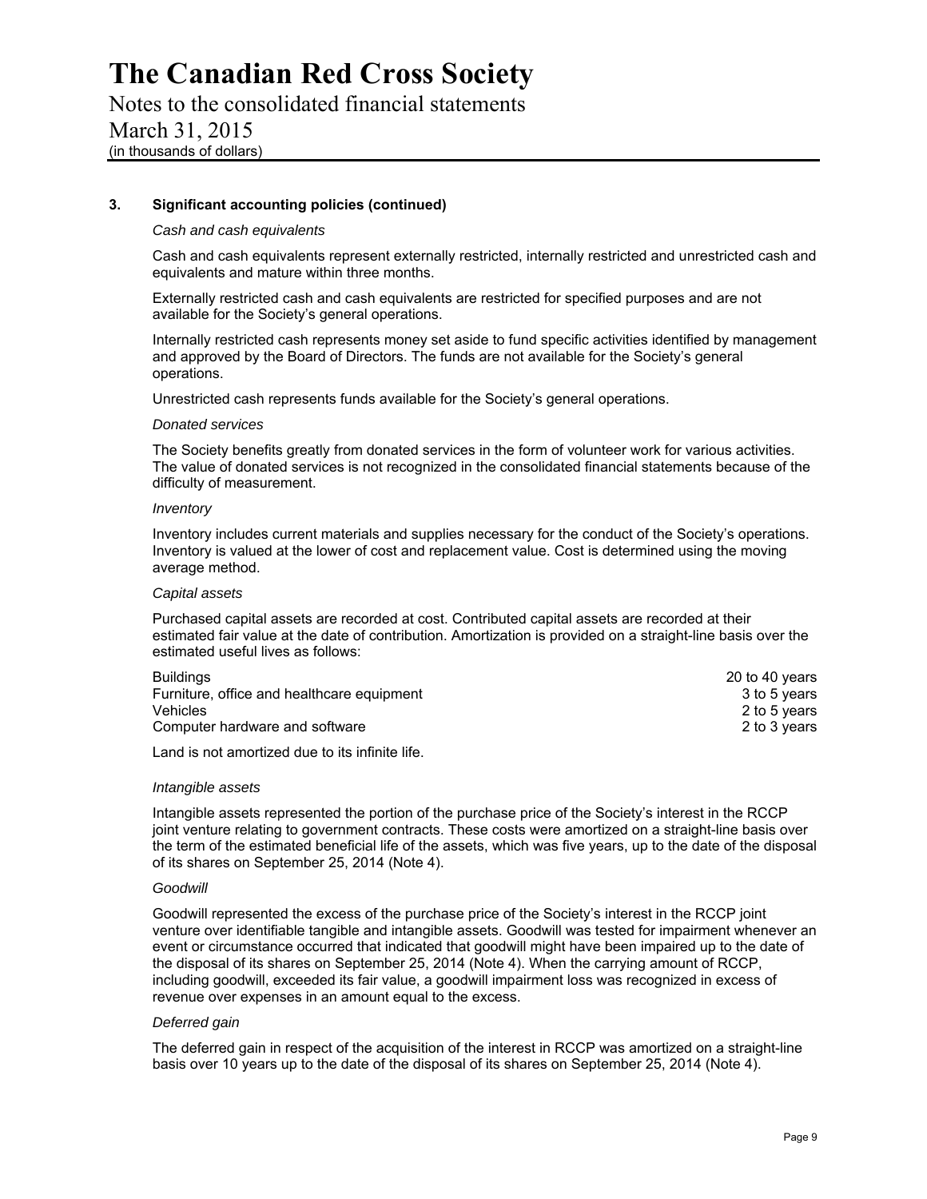### 3. Significant accounting policies (continued)

*Cash and cash equivalents*

Cash and cash equivalents represent externally restricted, internally restricted and unrestricted cash and equivalents and mature within three months.

Externally restricted cash and cash equivalents are restricted for specified purposes and are not available for the Society's general operations.

Internally restricted cash represents money set aside to fund specific activities identified by management and approved by the Board of Directors. The funds are not available for the Society's general operations.

Unrestricted cash represents funds available for the Society's general operations.

*Donated services*

The Society benefits greatly from donated services in the form of volunteer work for various activities. The value of donated services is not recognized in the consolidated financial statements because of the difficulty of measurement.

*Inventory*

Inventory includes current materials and supplies necessary for the conduct of the Society's operations. Inventory is valued at the lower of cost and replacement value. Cost is determined using the moving average method.

*Capital assets*

Purchased capital assets are recorded at cost. Contributed capital assets are recorded at their estimated fair value at the date of contribution. Amortization is provided on a straight-line basis over the estimated useful lives as follows:

| | |
|---|---|
| Buildings | 20 to 40 years |
| Furniture, office and healthcare equipment | 3 to 5 years |
| Vehicles | 2 to 5 years |
| Computer hardware and software | 2 to 3 years |

Land is not amortized due to its infinite life.

*Intangible assets*

Intangible assets represented the portion of the purchase price of the Society's interest in the RCCP joint venture relating to government contracts. These costs were amortized on a straight-line basis over the term of the estimated beneficial life of the assets, which was five years, up to the date of the disposal of its shares on September 25, 2014 (Note 4).

*Goodwill*

Goodwill represented the excess of the purchase price of the Society's interest in the RCCP joint venture over identifiable tangible and intangible assets. Goodwill was tested for impairment whenever an event or circumstance occurred that indicated that goodwill might have been impaired up to the date of the disposal of its shares on September 25, 2014 (Note 4). When the carrying amount of RCCP, including goodwill, exceeded its fair value, a goodwill impairment loss was recognized in excess of revenue over expenses in an amount equal to the excess.

*Deferred gain*

The deferred gain in respect of the acquisition of the interest in RCCP was amortized on a straight-line basis over 10 years up to the date of the disposal of its shares on September 25, 2014 (Note 4).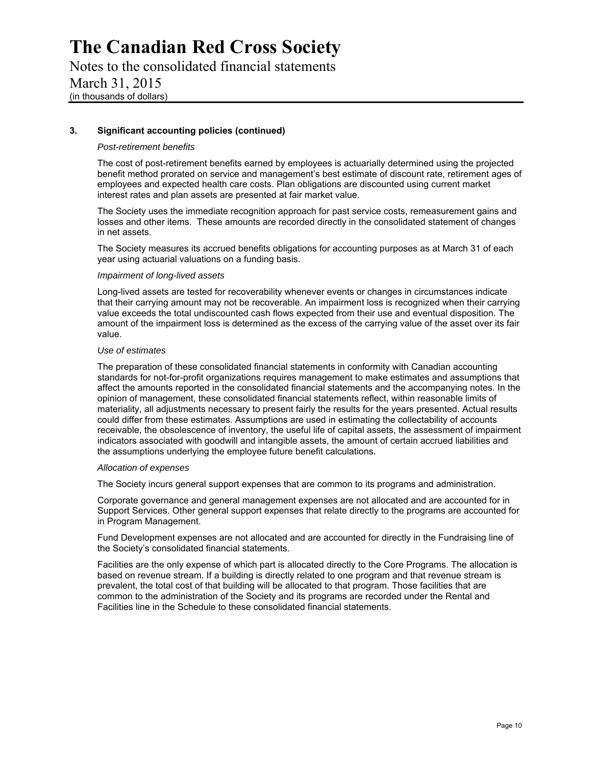# The Canadian Red Cross Society

Notes to the consolidated financial statements

March 31, 2015

(in thousands of dollars)

## 3. Significant accounting policies (continued)

*Post-retirement benefits*

The cost of post-retirement benefits earned by employees is actuarially determined using the projected benefit method prorated on service and management's best estimate of discount rate, retirement ages of employees and expected health care costs. Plan obligations are discounted using current market interest rates and plan assets are presented at fair market value.

The Society uses the immediate recognition approach for past service costs, remeasurement gains and losses and other items. These amounts are recorded directly in the consolidated statement of changes in net assets.

The Society measures its accrued benefits obligations for accounting purposes as at March 31 of each year using actuarial valuations on a funding basis.

*Impairment of long-lived assets*

Long-lived assets are tested for recoverability whenever events or changes in circumstances indicate that their carrying amount may not be recoverable. An impairment loss is recognized when their carrying value exceeds the total undiscounted cash flows expected from their use and eventual disposition. The amount of the impairment loss is determined as the excess of the carrying value of the asset over its fair value.

*Use of estimates*

The preparation of these consolidated financial statements in conformity with Canadian accounting standards for not-for-profit organizations requires management to make estimates and assumptions that affect the amounts reported in the consolidated financial statements and the accompanying notes. In the opinion of management, these consolidated financial statements reflect, within reasonable limits of materiality, all adjustments necessary to present fairly the results for the years presented. Actual results could differ from these estimates. Assumptions are used in estimating the collectability of accounts receivable, the obsolescence of inventory, the useful life of capital assets, the assessment of impairment indicators associated with goodwill and intangible assets, the amount of certain accrued liabilities and the assumptions underlying the employee future benefit calculations.

*Allocation of expenses*

The Society incurs general support expenses that are common to its programs and administration.

Corporate governance and general management expenses are not allocated and are accounted for in Support Services. Other general support expenses that relate directly to the programs are accounted for in Program Management.

Fund Development expenses are not allocated and are accounted for directly in the Fundraising line of the Society's consolidated financial statements.

Facilities are the only expense of which part is allocated directly to the Core Programs. The allocation is based on revenue stream. If a building is directly related to one program and that revenue stream is prevalent, the total cost of that building will be allocated to that program. Those facilities that are common to the administration of the Society and its programs are recorded under the Rental and Facilities line in the Schedule to these consolidated financial statements.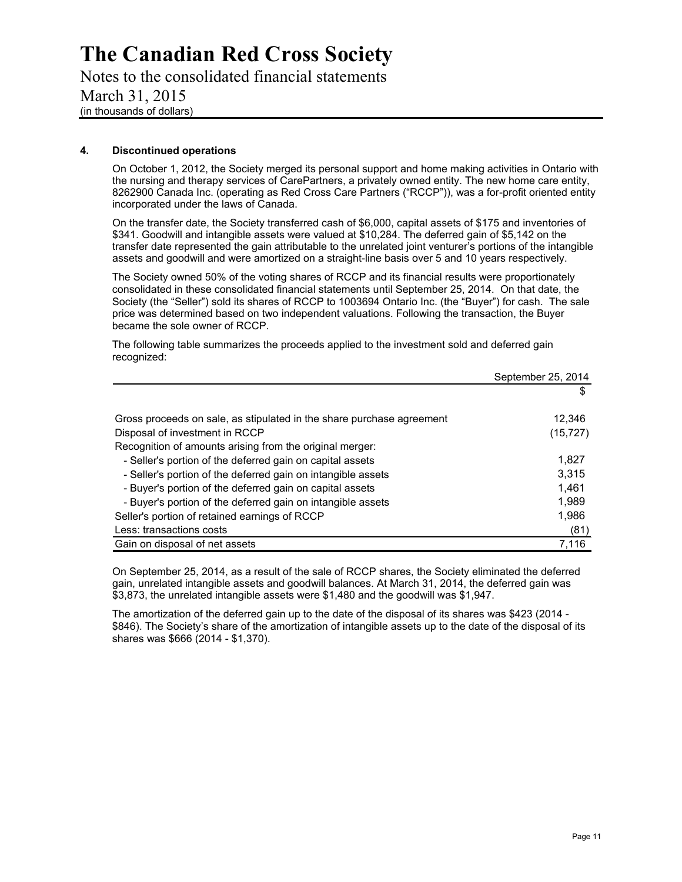# The Canadian Red Cross Society

Notes to the consolidated financial statements
March 31, 2015
(in thousands of dollars)

## 4. Discontinued operations

On October 1, 2012, the Society merged its personal support and home making activities in Ontario with the nursing and therapy services of CarePartners, a privately owned entity. The new home care entity, 8262900 Canada Inc. (operating as Red Cross Care Partners ("RCCP")), was a for-profit oriented entity incorporated under the laws of Canada.

On the transfer date, the Society transferred cash of $6,000, capital assets of $175 and inventories of $341. Goodwill and intangible assets were valued at $10,284. The deferred gain of $5,142 on the transfer date represented the gain attributable to the unrelated joint venturer's portions of the intangible assets and goodwill and were amortized on a straight-line basis over 5 and 10 years respectively.

The Society owned 50% of the voting shares of RCCP and its financial results were proportionately consolidated in these consolidated financial statements until September 25, 2014. On that date, the Society (the "Seller") sold its shares of RCCP to 1003694 Ontario Inc. (the "Buyer") for cash. The sale price was determined based on two independent valuations. Following the transaction, the Buyer became the sole owner of RCCP.

The following table summarizes the proceeds applied to the investment sold and deferred gain recognized:

| | September 25, 2014 |
|---|---|
| | $ |
| Gross proceeds on sale, as stipulated in the share purchase agreement | 12,346 |
| Disposal of investment in RCCP | (15,727) |
| Recognition of amounts arising from the original merger: | |
| - Seller's portion of the deferred gain on capital assets | 1,827 |
| - Seller's portion of the deferred gain on intangible assets | 3,315 |
| - Buyer's portion of the deferred gain on capital assets | 1,461 |
| - Buyer's portion of the deferred gain on intangible assets | 1,989 |
| Seller's portion of retained earnings of RCCP | 1,986 |
| Less: transactions costs | (81) |
| Gain on disposal of net assets | 7,116 |

On September 25, 2014, as a result of the sale of RCCP shares, the Society eliminated the deferred gain, unrelated intangible assets and goodwill balances. At March 31, 2014, the deferred gain was $3,873, the unrelated intangible assets were $1,480 and the goodwill was $1,947.

The amortization of the deferred gain up to the date of the disposal of its shares was $423 (2014 - $846). The Society's share of the amortization of intangible assets up to the date of the disposal of its shares was $666 (2014 - $1,370).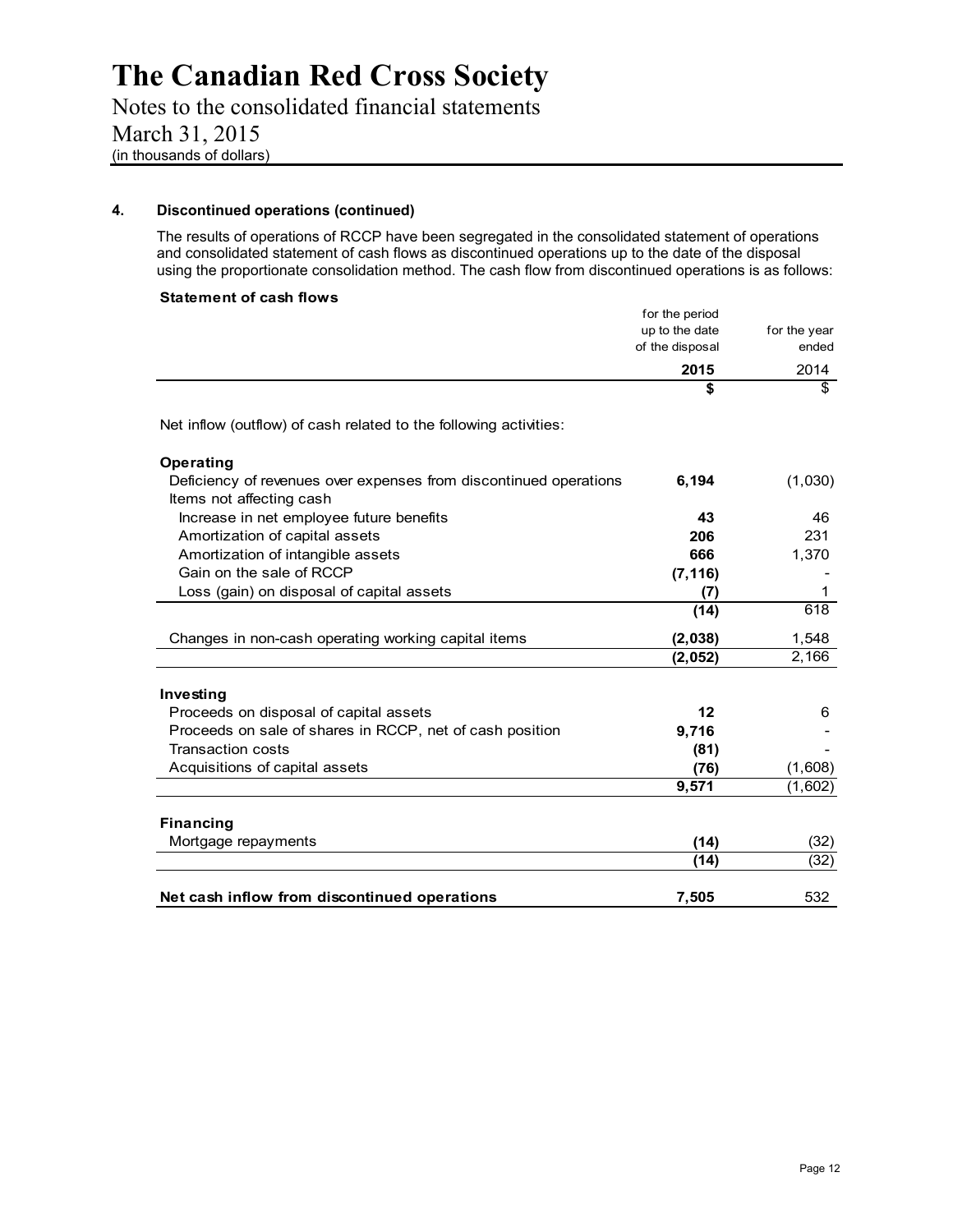# The Canadian Red Cross Society

Notes to the consolidated financial statements
March 31, 2015
(in thousands of dollars)

## 4. Discontinued operations (continued)

The results of operations of RCCP have been segregated in the consolidated statement of operations and consolidated statement of cash flows as discontinued operations up to the date of the disposal using the proportionate consolidation method. The cash flow from discontinued operations is as follows:

**Statement of cash flows**

| | for the period up to the date of the disposal | for the year ended |
|---|---|---|
| | **2015** | 2014 |
| | **$** | $ |
| Net inflow (outflow) of cash related to the following activities: | | |
| **Operating** | | |
| Deficiency of revenues over expenses from discontinued operations | **6,194** | (1,030) |
| Items not affecting cash | | |
| Increase in net employee future benefits | **43** | 46 |
| Amortization of capital assets | **206** | 231 |
| Amortization of intangible assets | **666** | 1,370 |
| Gain on the sale of RCCP | **(7,116)** | - |
| Loss (gain) on disposal of capital assets | **(7)** | 1 |
| | **(14)** | 618 |
| Changes in non-cash operating working capital items | **(2,038)** | 1,548 |
| | **(2,052)** | 2,166 |
| **Investing** | | |
| Proceeds on disposal of capital assets | **12** | 6 |
| Proceeds on sale of shares in RCCP, net of cash position | **9,716** | - |
| Transaction costs | **(81)** | - |
| Acquisitions of capital assets | **(76)** | (1,608) |
| | **9,571** | (1,602) |
| **Financing** | | |
| Mortgage repayments | **(14)** | (32) |
| | **(14)** | (32) |
| **Net cash inflow from discontinued operations** | **7,505** | 532 |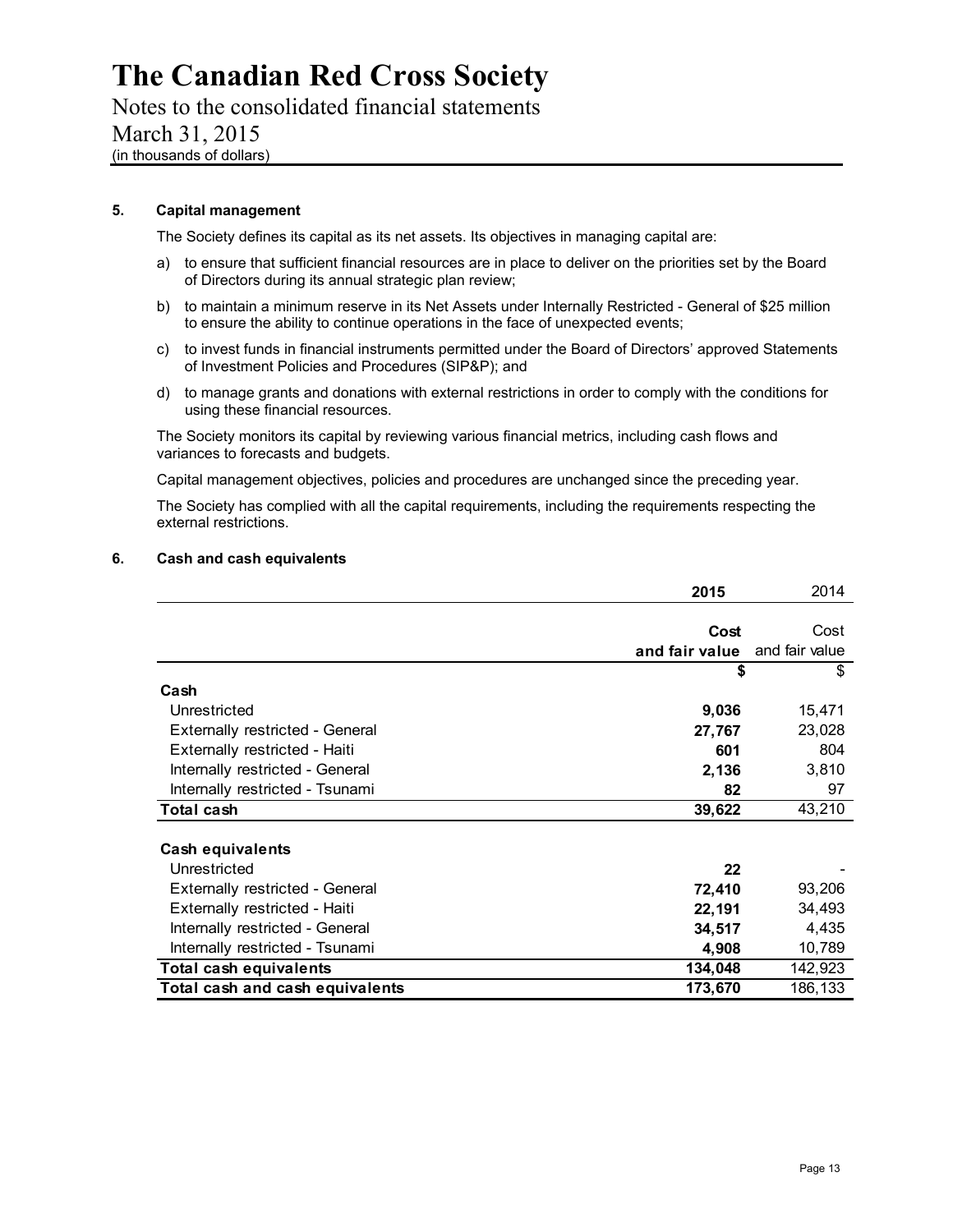## 5. Capital management

The Society defines its capital as its net assets. Its objectives in managing capital are:

a) to ensure that sufficient financial resources are in place to deliver on the priorities set by the Board of Directors during its annual strategic plan review;

b) to maintain a minimum reserve in its Net Assets under Internally Restricted - General of $25 million to ensure the ability to continue operations in the face of unexpected events;

c) to invest funds in financial instruments permitted under the Board of Directors' approved Statements of Investment Policies and Procedures (SIP&P); and

d) to manage grants and donations with external restrictions in order to comply with the conditions for using these financial resources.

The Society monitors its capital by reviewing various financial metrics, including cash flows and variances to forecasts and budgets.

Capital management objectives, policies and procedures are unchanged since the preceding year.

The Society has complied with all the capital requirements, including the requirements respecting the external restrictions.

## 6. Cash and cash equivalents

| | **2015** | 2014 |
|---|---|---|
| | **Cost and fair value** | Cost and fair value |
| | **$** | $ |
| **Cash** | | |
| Unrestricted | **9,036** | 15,471 |
| Externally restricted - General | **27,767** | 23,028 |
| Externally restricted - Haiti | **601** | 804 |
| Internally restricted - General | **2,136** | 3,810 |
| Internally restricted - Tsunami | **82** | 97 |
| **Total cash** | **39,622** | 43,210 |
| **Cash equivalents** | | |
| Unrestricted | **22** | - |
| Externally restricted - General | **72,410** | 93,206 |
| Externally restricted - Haiti | **22,191** | 34,493 |
| Internally restricted - General | **34,517** | 4,435 |
| Internally restricted - Tsunami | **4,908** | 10,789 |
| **Total cash equivalents** | **134,048** | 142,923 |
| **Total cash and cash equivalents** | **173,670** | 186,133 |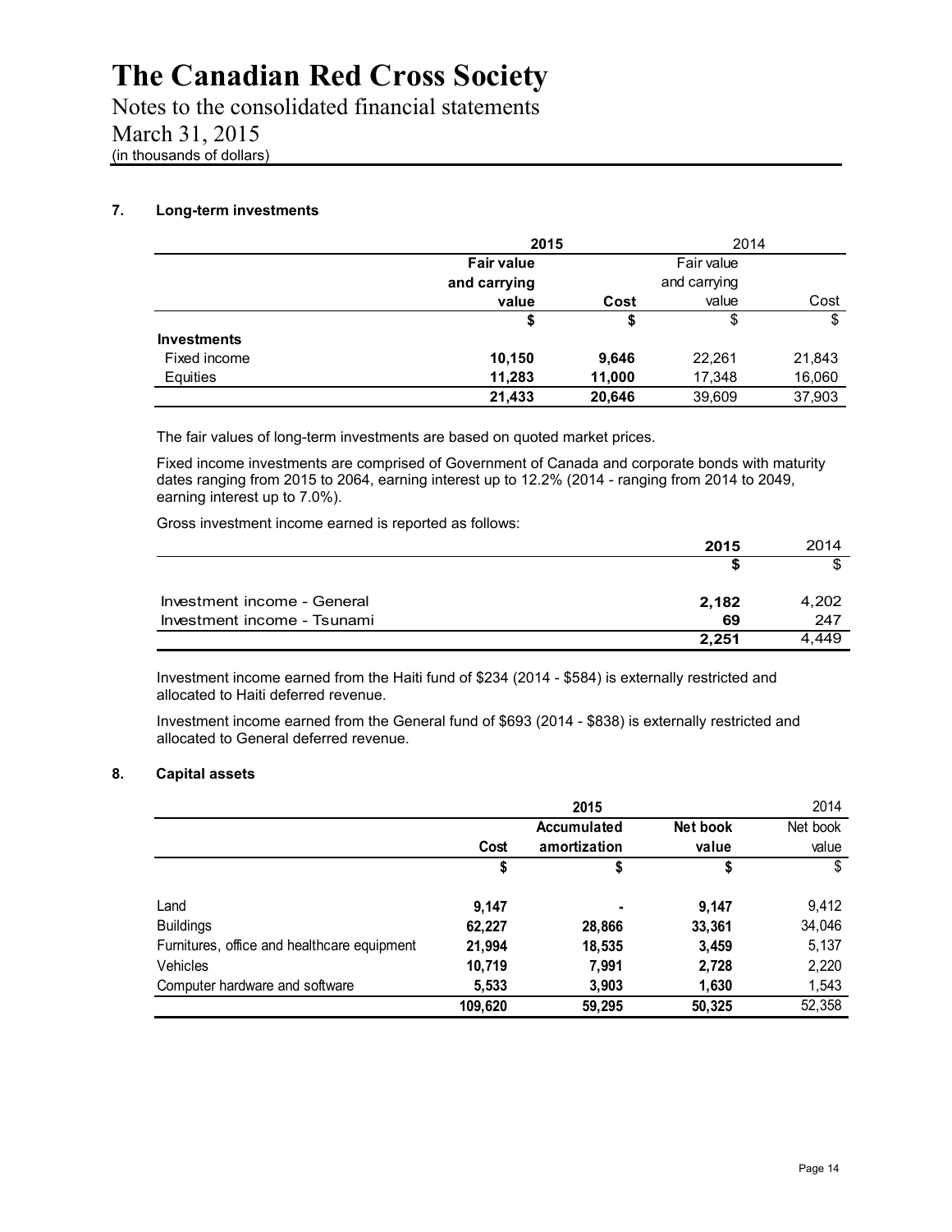# The Canadian Red Cross Society

Notes to the consolidated financial statements
March 31, 2015
(in thousands of dollars)

### 7. Long-term investments

| | 2015 | | 2014 | |
|---|---|---|---|---|
| | **Fair value and carrying value** | **Cost** | Fair value and carrying value | Cost |
| | **$** | **$** | $ | $ |
| **Investments** | | | | |
| Fixed income | **10,150** | **9,646** | 22,261 | 21,843 |
| Equities | **11,283** | **11,000** | 17,348 | 16,060 |
| | **21,433** | **20,646** | 39,609 | 37,903 |

The fair values of long-term investments are based on quoted market prices.

Fixed income investments are comprised of Government of Canada and corporate bonds with maturity dates ranging from 2015 to 2064, earning interest up to 12.2% (2014 - ranging from 2014 to 2049, earning interest up to 7.0%).

Gross investment income earned is reported as follows:

| | 2015 | 2014 |
|---|---|---|
| | **$** | $ |
| Investment income - General | **2,182** | 4,202 |
| Investment income - Tsunami | **69** | 247 |
| | **2,251** | 4,449 |

Investment income earned from the Haiti fund of $234 (2014 - $584) is externally restricted and allocated to Haiti deferred revenue.

Investment income earned from the General fund of $693 (2014 - $838) is externally restricted and allocated to General deferred revenue.

### 8. Capital assets

| | 2015 | | | 2014 |
|---|---|---|---|---|
| | **Cost** | **Accumulated amortization** | **Net book value** | Net book value |
| | **$** | **$** | **$** | $ |
| Land | **9,147** | **-** | **9,147** | 9,412 |
| Buildings | **62,227** | **28,866** | **33,361** | 34,046 |
| Furnitures, office and healthcare equipment | **21,994** | **18,535** | **3,459** | 5,137 |
| Vehicles | **10,719** | **7,991** | **2,728** | 2,220 |
| Computer hardware and software | **5,533** | **3,903** | **1,630** | 1,543 |
| | **109,620** | **59,295** | **50,325** | 52,358 |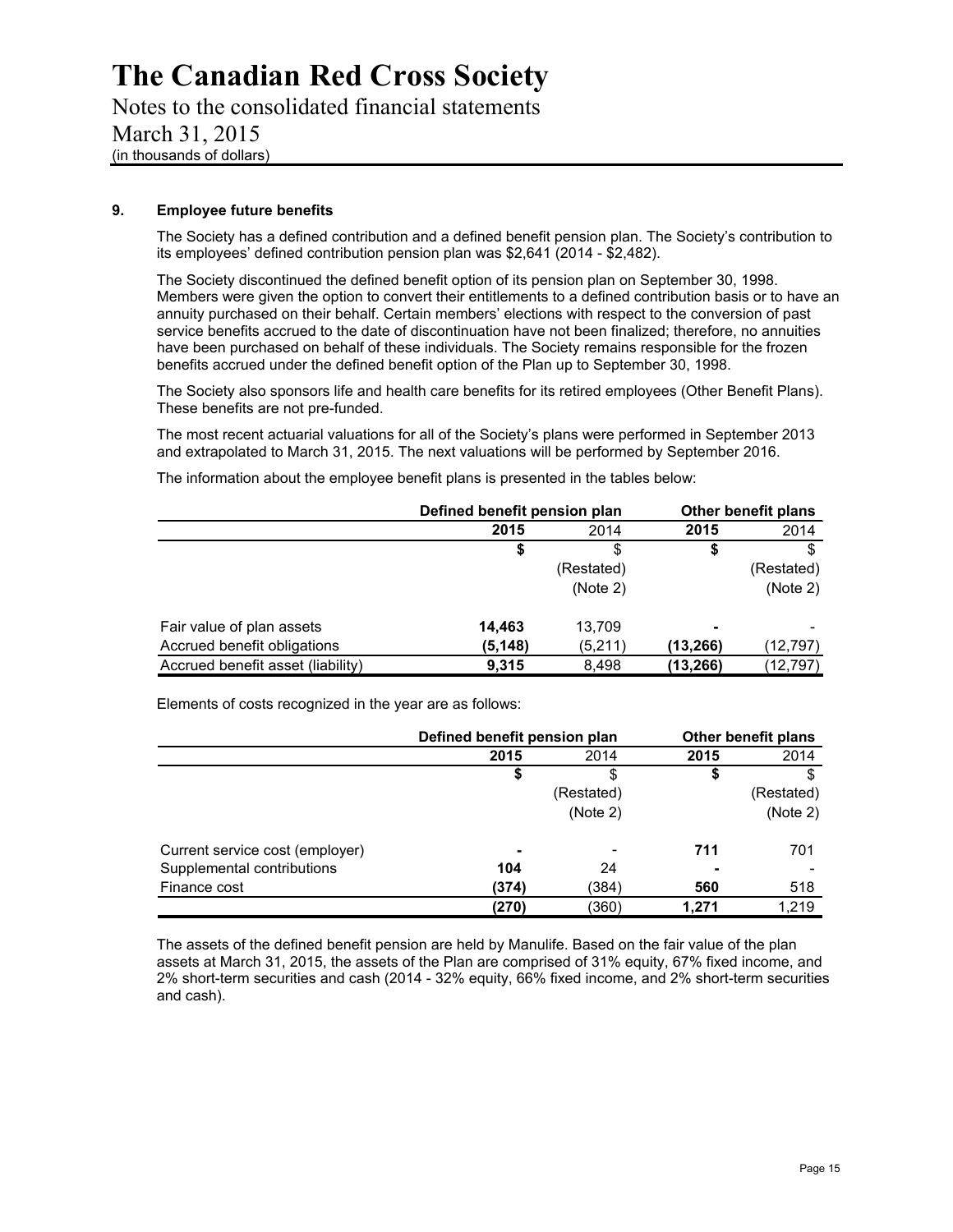# The Canadian Red Cross Society

Notes to the consolidated financial statements

March 31, 2015

(in thousands of dollars)

## 9. Employee future benefits

The Society has a defined contribution and a defined benefit pension plan. The Society's contribution to its employees' defined contribution pension plan was $2,641 (2014 - $2,482).

The Society discontinued the defined benefit option of its pension plan on September 30, 1998. Members were given the option to convert their entitlements to a defined contribution basis or to have an annuity purchased on their behalf. Certain members' elections with respect to the conversion of past service benefits accrued to the date of discontinuation have not been finalized; therefore, no annuities have been purchased on behalf of these individuals. The Society remains responsible for the frozen benefits accrued under the defined benefit option of the Plan up to September 30, 1998.

The Society also sponsors life and health care benefits for its retired employees (Other Benefit Plans). These benefits are not pre-funded.

The most recent actuarial valuations for all of the Society's plans were performed in September 2013 and extrapolated to March 31, 2015. The next valuations will be performed by September 2016.

The information about the employee benefit plans is presented in the tables below:

| | Defined benefit pension plan | | Other benefit plans | |
|---|---|---|---|---|
| | **2015** | 2014 | **2015** | 2014 |
| | **$** | $ (Restated) (Note 2) | **$** | $ (Restated) (Note 2) |
| Fair value of plan assets | **14,463** | 13,709 | **-** | - |
| Accrued benefit obligations | **(5,148)** | (5,211) | **(13,266)** | (12,797) |
| Accrued benefit asset (liability) | **9,315** | 8,498 | **(13,266)** | (12,797) |

Elements of costs recognized in the year are as follows:

| | Defined benefit pension plan | | Other benefit plans | |
|---|---|---|---|---|
| | **2015** | 2014 | **2015** | 2014 |
| | **$** | $ (Restated) (Note 2) | **$** | $ (Restated) (Note 2) |
| Current service cost (employer) | **-** | - | **711** | 701 |
| Supplemental contributions | **104** | 24 | **-** | - |
| Finance cost | **(374)** | (384) | **560** | 518 |
| | **(270)** | (360) | **1,271** | 1,219 |

The assets of the defined benefit pension are held by Manulife. Based on the fair value of the plan assets at March 31, 2015, the assets of the Plan are comprised of 31% equity, 67% fixed income, and 2% short-term securities and cash (2014 - 32% equity, 66% fixed income, and 2% short-term securities and cash).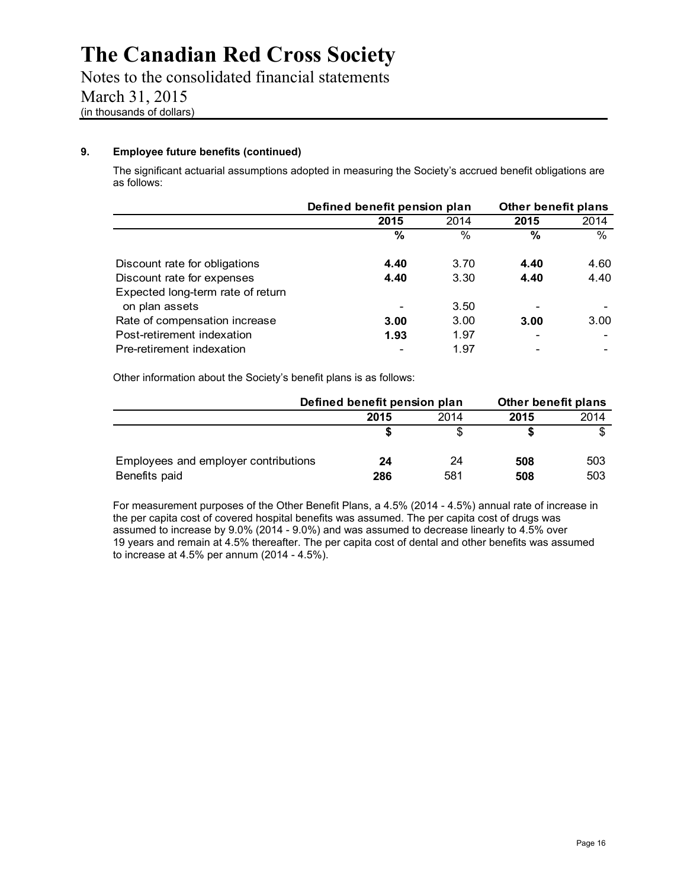# The Canadian Red Cross Society

Notes to the consolidated financial statements
March 31, 2015
(in thousands of dollars)

### 9. Employee future benefits (continued)

The significant actuarial assumptions adopted in measuring the Society's accrued benefit obligations are as follows:

| | Defined benefit pension plan | | Other benefit plans | |
|---|---|---|---|---|
| | **2015** | 2014 | **2015** | 2014 |
| | **%** | % | **%** | % |
| Discount rate for obligations | **4.40** | 3.70 | **4.40** | 4.60 |
| Discount rate for expenses | **4.40** | 3.30 | **4.40** | 4.40 |
| Expected long-term rate of return on plan assets | **-** | 3.50 | **-** | - |
| Rate of compensation increase | **3.00** | 3.00 | **3.00** | 3.00 |
| Post-retirement indexation | **1.93** | 1.97 | **-** | - |
| Pre-retirement indexation | **-** | 1.97 | **-** | - |

Other information about the Society's benefit plans is as follows:

| | Defined benefit pension plan | | Other benefit plans | |
|---|---|---|---|---|
| | **2015** | 2014 | **2015** | 2014 |
| | **$** | $ | **$** | $ |
| Employees and employer contributions | **24** | 24 | **508** | 503 |
| Benefits paid | **286** | 581 | **508** | 503 |

For measurement purposes of the Other Benefit Plans, a 4.5% (2014 - 4.5%) annual rate of increase in the per capita cost of covered hospital benefits was assumed. The per capita cost of drugs was assumed to increase by 9.0% (2014 - 9.0%) and was assumed to decrease linearly to 4.5% over 19 years and remain at 4.5% thereafter. The per capita cost of dental and other benefits was assumed to increase at 4.5% per annum (2014 - 4.5%).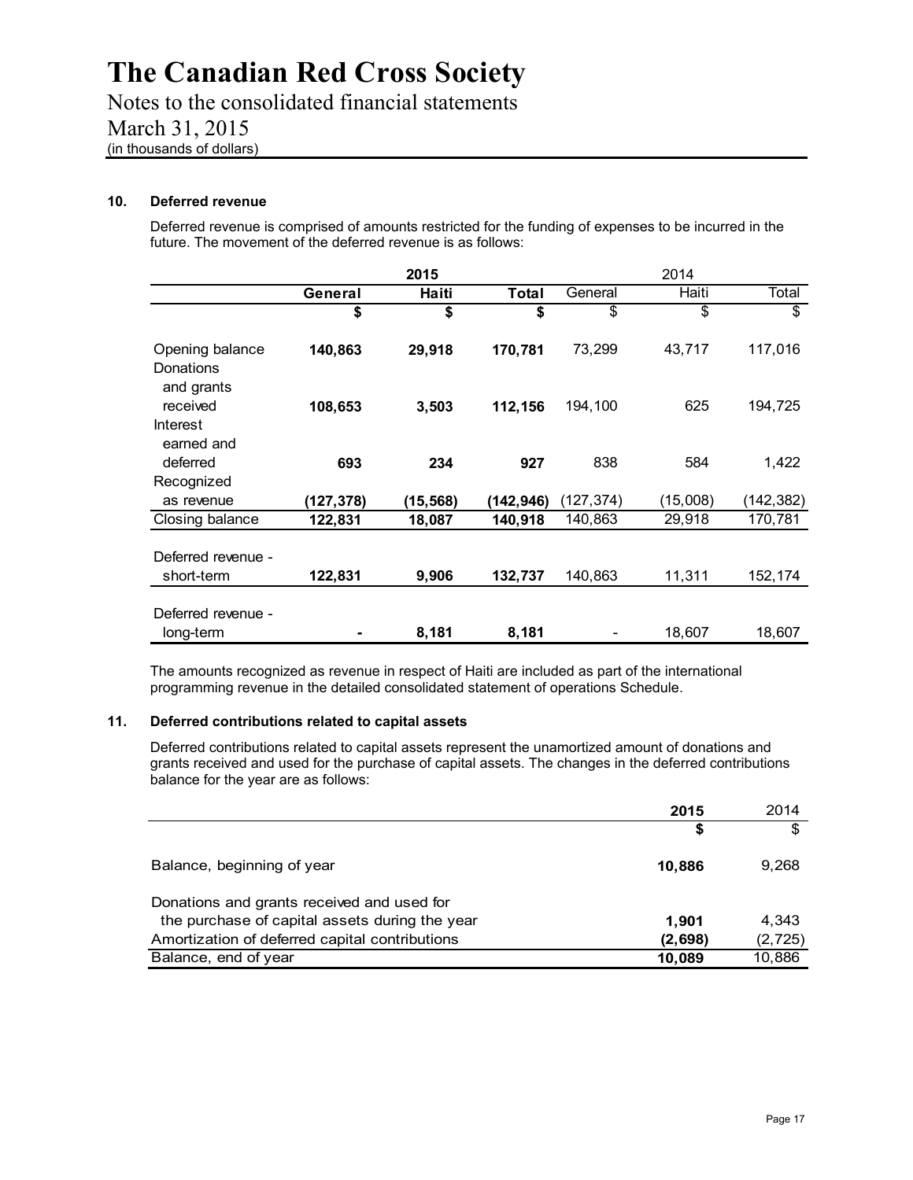# The Canadian Red Cross Society

Notes to the consolidated financial statements

March 31, 2015

(in thousands of dollars)

### 10. Deferred revenue

Deferred revenue is comprised of amounts restricted for the funding of expenses to be incurred in the future. The movement of the deferred revenue is as follows:

| | 2015 | | | 2014 | | |
|---|---|---|---|---|---|---|
| | **General** | **Haiti** | **Total** | General | Haiti | Total |
| | **$** | **$** | **$** | $ | $ | $ |
| Opening balance | **140,863** | **29,918** | **170,781** | 73,299 | 43,717 | 117,016 |
| Donations and grants received | **108,653** | **3,503** | **112,156** | 194,100 | 625 | 194,725 |
| Interest earned and deferred | **693** | **234** | **927** | 838 | 584 | 1,422 |
| Recognized as revenue | **(127,378)** | **(15,568)** | **(142,946)** | (127,374) | (15,008) | (142,382) |
| Closing balance | **122,831** | **18,087** | **140,918** | 140,863 | 29,918 | 170,781 |
| Deferred revenue - short-term | **122,831** | **9,906** | **132,737** | 140,863 | 11,311 | 152,174 |
| Deferred revenue - long-term | **-** | **8,181** | **8,181** | - | 18,607 | 18,607 |

The amounts recognized as revenue in respect of Haiti are included as part of the international programming revenue in the detailed consolidated statement of operations Schedule.

### 11. Deferred contributions related to capital assets

Deferred contributions related to capital assets represent the unamortized amount of donations and grants received and used for the purchase of capital assets. The changes in the deferred contributions balance for the year are as follows:

| | 2015 | 2014 |
|---|---|---|
| | **$** | $ |
| Balance, beginning of year | **10,886** | 9,268 |
| Donations and grants received and used for the purchase of capital assets during the year | **1,901** | 4,343 |
| Amortization of deferred capital contributions | **(2,698)** | (2,725) |
| Balance, end of year | **10,089** | 10,886 |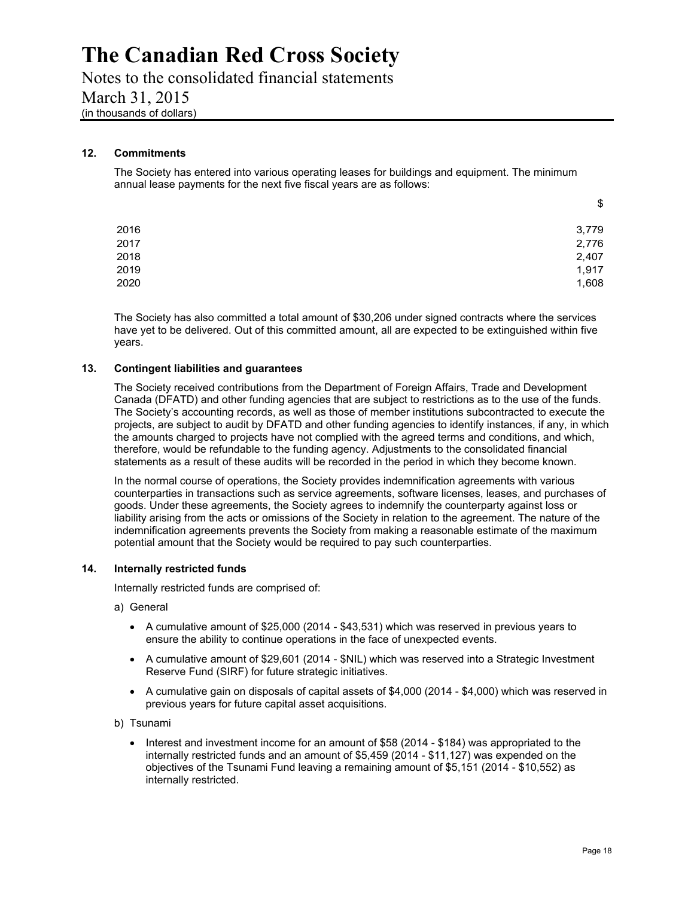### 12. Commitments

The Society has entered into various operating leases for buildings and equipment. The minimum annual lease payments for the next five fiscal years are as follows:

| | $ |
|---|---|
| 2016 | 3,779 |
| 2017 | 2,776 |
| 2018 | 2,407 |
| 2019 | 1,917 |
| 2020 | 1,608 |

The Society has also committed a total amount of $30,206 under signed contracts where the services have yet to be delivered. Out of this committed amount, all are expected to be extinguished within five years.

### 13. Contingent liabilities and guarantees

The Society received contributions from the Department of Foreign Affairs, Trade and Development Canada (DFATD) and other funding agencies that are subject to restrictions as to the use of the funds. The Society's accounting records, as well as those of member institutions subcontracted to execute the projects, are subject to audit by DFATD and other funding agencies to identify instances, if any, in which the amounts charged to projects have not complied with the agreed terms and conditions, and which, therefore, would be refundable to the funding agency. Adjustments to the consolidated financial statements as a result of these audits will be recorded in the period in which they become known.

In the normal course of operations, the Society provides indemnification agreements with various counterparties in transactions such as service agreements, software licenses, leases, and purchases of goods. Under these agreements, the Society agrees to indemnify the counterparty against loss or liability arising from the acts or omissions of the Society in relation to the agreement. The nature of the indemnification agreements prevents the Society from making a reasonable estimate of the maximum potential amount that the Society would be required to pay such counterparties.

### 14. Internally restricted funds

Internally restricted funds are comprised of:

a) General

- A cumulative amount of $25,000 (2014 - $43,531) which was reserved in previous years to ensure the ability to continue operations in the face of unexpected events.
- A cumulative amount of $29,601 (2014 - $NIL) which was reserved into a Strategic Investment Reserve Fund (SIRF) for future strategic initiatives.
- A cumulative gain on disposals of capital assets of $4,000 (2014 - $4,000) which was reserved in previous years for future capital asset acquisitions.

b) Tsunami

- Interest and investment income for an amount of $58 (2014 - $184) was appropriated to the internally restricted funds and an amount of $5,459 (2014 - $11,127) was expended on the objectives of the Tsunami Fund leaving a remaining amount of $5,151 (2014 - $10,552) as internally restricted.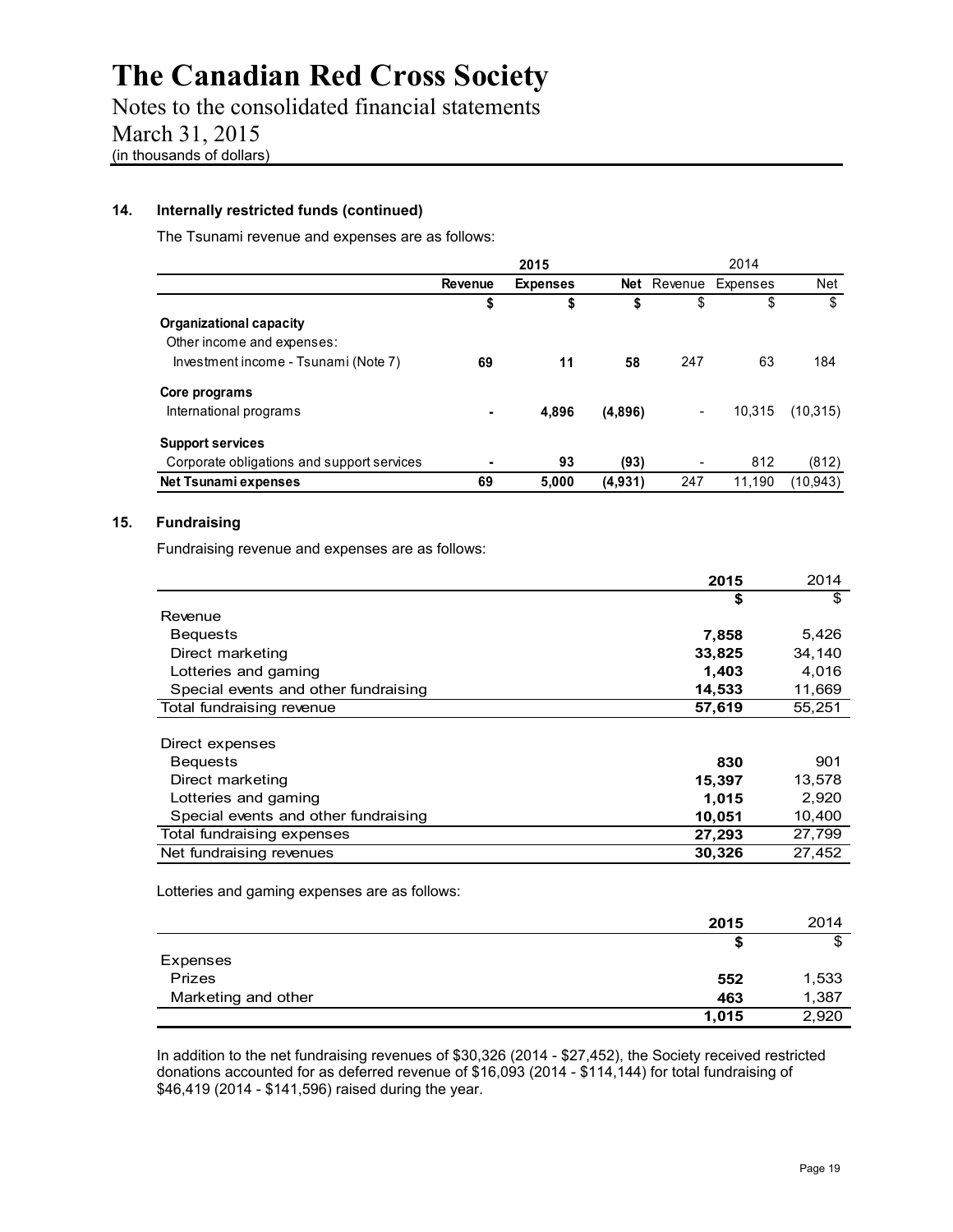# The Canadian Red Cross Society

Notes to the consolidated financial statements
March 31, 2015
(in thousands of dollars)

### 14. Internally restricted funds (continued)

The Tsunami revenue and expenses are as follows:

| | 2015 | | | 2014 | | |
|---|---|---|---|---|---|---|
| | **Revenue** | **Expenses** | **Net** | Revenue | Expenses | Net |
| | **$** | **$** | **$** | $ | $ | $ |
| **Organizational capacity** | | | | | | |
| Other income and expenses: | | | | | | |
| Investment income - Tsunami (Note 7) | **69** | **11** | **58** | 247 | 63 | 184 |
| **Core programs** | | | | | | |
| International programs | **-** | **4,896** | **(4,896)** | - | 10,315 | (10,315) |
| **Support services** | | | | | | |
| Corporate obligations and support services | **-** | **93** | **(93)** | - | 812 | (812) |
| **Net Tsunami expenses** | **69** | **5,000** | **(4,931)** | 247 | 11,190 | (10,943) |

### 15. Fundraising

Fundraising revenue and expenses are as follows:

| | 2015 | 2014 |
|---|---|---|
| | **$** | $ |
| Revenue | | |
| Bequests | **7,858** | 5,426 |
| Direct marketing | **33,825** | 34,140 |
| Lotteries and gaming | **1,403** | 4,016 |
| Special events and other fundraising | **14,533** | 11,669 |
| Total fundraising revenue | **57,619** | 55,251 |
| Direct expenses | | |
| Bequests | **830** | 901 |
| Direct marketing | **15,397** | 13,578 |
| Lotteries and gaming | **1,015** | 2,920 |
| Special events and other fundraising | **10,051** | 10,400 |
| Total fundraising expenses | **27,293** | 27,799 |
| Net fundraising revenues | **30,326** | 27,452 |

Lotteries and gaming expenses are as follows:

| | 2015 | 2014 |
|---|---|---|
| | **$** | $ |
| Expenses | | |
| Prizes | **552** | 1,533 |
| Marketing and other | **463** | 1,387 |
| | **1,015** | 2,920 |

In addition to the net fundraising revenues of $30,326 (2014 - $27,452), the Society received restricted donations accounted for as deferred revenue of $16,093 (2014 - $114,144) for total fundraising of $46,419 (2014 - $141,596) raised during the year.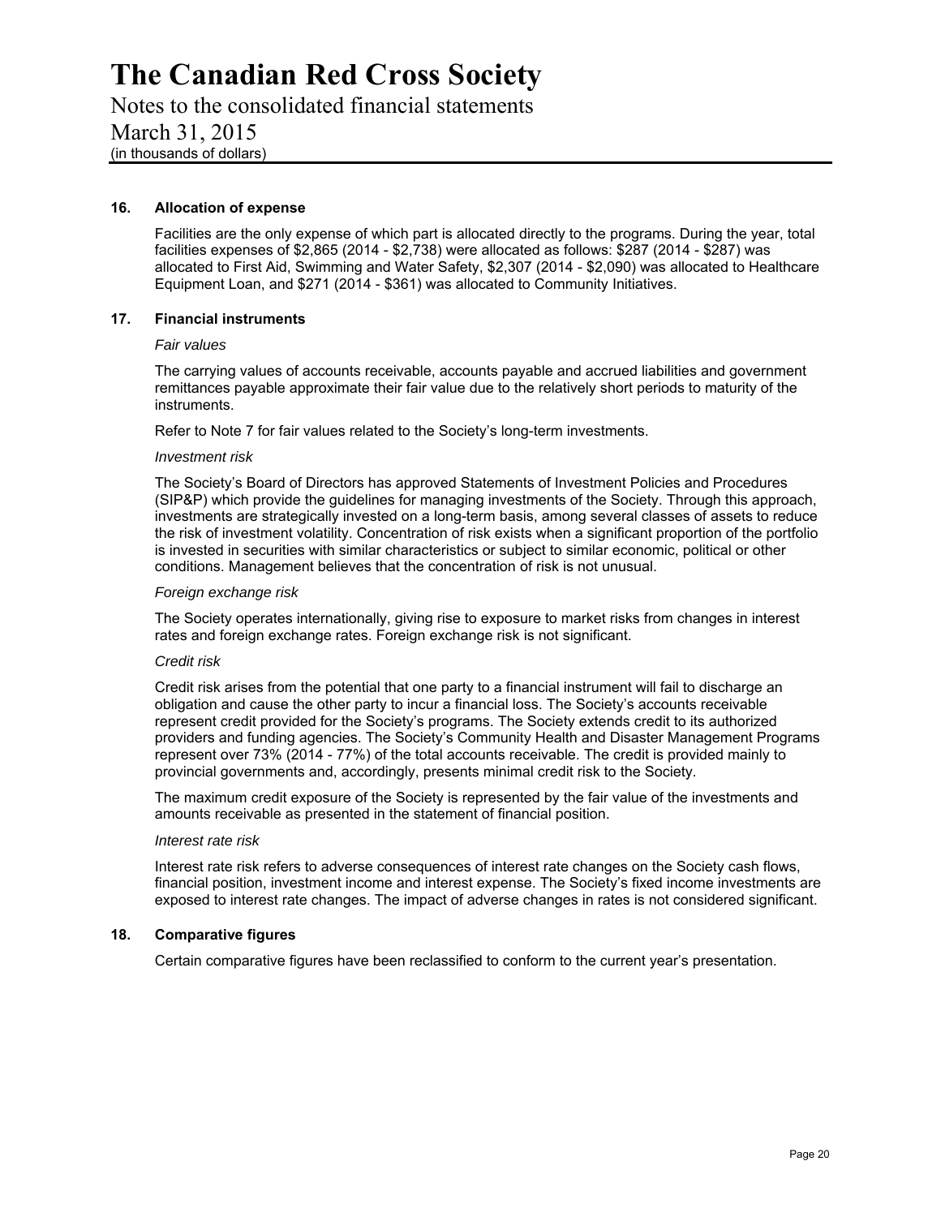# The Canadian Red Cross Society

Notes to the consolidated financial statements

March 31, 2015

(in thousands of dollars)

## 16. Allocation of expense

Facilities are the only expense of which part is allocated directly to the programs. During the year, total facilities expenses of $2,865 (2014 - $2,738) were allocated as follows: $287 (2014 - $287) was allocated to First Aid, Swimming and Water Safety, $2,307 (2014 - $2,090) was allocated to Healthcare Equipment Loan, and $271 (2014 - $361) was allocated to Community Initiatives.

## 17. Financial instruments

*Fair values*

The carrying values of accounts receivable, accounts payable and accrued liabilities and government remittances payable approximate their fair value due to the relatively short periods to maturity of the instruments.

Refer to Note 7 for fair values related to the Society's long-term investments.

*Investment risk*

The Society's Board of Directors has approved Statements of Investment Policies and Procedures (SIP&P) which provide the guidelines for managing investments of the Society. Through this approach, investments are strategically invested on a long-term basis, among several classes of assets to reduce the risk of investment volatility. Concentration of risk exists when a significant proportion of the portfolio is invested in securities with similar characteristics or subject to similar economic, political or other conditions. Management believes that the concentration of risk is not unusual.

*Foreign exchange risk*

The Society operates internationally, giving rise to exposure to market risks from changes in interest rates and foreign exchange rates. Foreign exchange risk is not significant.

*Credit risk*

Credit risk arises from the potential that one party to a financial instrument will fail to discharge an obligation and cause the other party to incur a financial loss. The Society's accounts receivable represent credit provided for the Society's programs. The Society extends credit to its authorized providers and funding agencies. The Society's Community Health and Disaster Management Programs represent over 73% (2014 - 77%) of the total accounts receivable. The credit is provided mainly to provincial governments and, accordingly, presents minimal credit risk to the Society.

The maximum credit exposure of the Society is represented by the fair value of the investments and amounts receivable as presented in the statement of financial position.

*Interest rate risk*

Interest rate risk refers to adverse consequences of interest rate changes on the Society cash flows, financial position, investment income and interest expense. The Society's fixed income investments are exposed to interest rate changes. The impact of adverse changes in rates is not considered significant.

## 18. Comparative figures

Certain comparative figures have been reclassified to conform to the current year's presentation.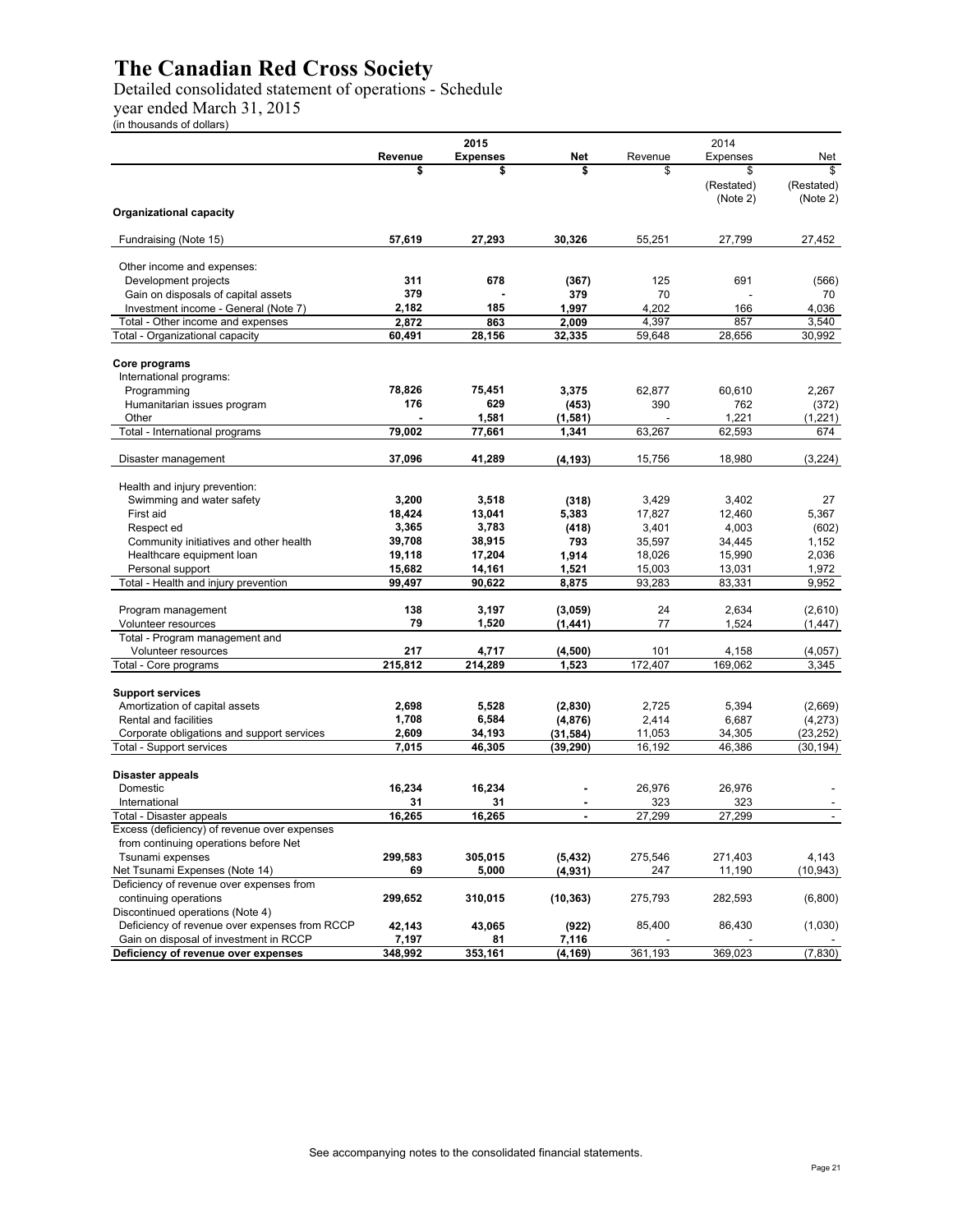# The Canadian Red Cross Society

Detailed consolidated statement of operations - Schedule

year ended March 31, 2015

(in thousands of dollars)

| | 2015 | | | 2014 | | |
|---|---|---|---|---|---|---|
| | **Revenue** | **Expenses** | **Net** | Revenue | Expenses | Net |
| | **$** | **$** | **$** | $ | $ | $ |
| | | | | | (Restated) (Note 2) | (Restated) (Note 2) |
| **Organizational capacity** | | | | | | |
| Fundraising (Note 15) | **57,619** | **27,293** | **30,326** | 55,251 | 27,799 | 27,452 |
| Other income and expenses: | | | | | | |
| Development projects | **311** | **678** | **(367)** | 125 | 691 | (566) |
| Gain on disposals of capital assets | **379** | **-** | **379** | 70 | - | 70 |
| Investment income - General (Note 7) | **2,182** | **185** | **1,997** | 4,202 | 166 | 4,036 |
| Total - Other income and expenses | **2,872** | **863** | **2,009** | 4,397 | 857 | 3,540 |
| Total - Organizational capacity | **60,491** | **28,156** | **32,335** | 59,648 | 28,656 | 30,992 |
| **Core programs** | | | | | | |
| International programs: | | | | | | |
| Programming | **78,826** | **75,451** | **3,375** | 62,877 | 60,610 | 2,267 |
| Humanitarian issues program | **176** | **629** | **(453)** | 390 | 762 | (372) |
| Other | **-** | **1,581** | **(1,581)** | - | 1,221 | (1,221) |
| Total - International programs | **79,002** | **77,661** | **1,341** | 63,267 | 62,593 | 674 |
| Disaster management | **37,096** | **41,289** | **(4,193)** | 15,756 | 18,980 | (3,224) |
| Health and injury prevention: | | | | | | |
| Swimming and water safety | **3,200** | **3,518** | **(318)** | 3,429 | 3,402 | 27 |
| First aid | **18,424** | **13,041** | **5,383** | 17,827 | 12,460 | 5,367 |
| Respect ed | **3,365** | **3,783** | **(418)** | 3,401 | 4,003 | (602) |
| Community initiatives and other health | **39,708** | **38,915** | **793** | 35,597 | 34,445 | 1,152 |
| Healthcare equipment loan | **19,118** | **17,204** | **1,914** | 18,026 | 15,990 | 2,036 |
| Personal support | **15,682** | **14,161** | **1,521** | 15,003 | 13,031 | 1,972 |
| Total - Health and injury prevention | **99,497** | **90,622** | **8,875** | 93,283 | 83,331 | 9,952 |
| Program management | **138** | **3,197** | **(3,059)** | 24 | 2,634 | (2,610) |
| Volunteer resources | **79** | **1,520** | **(1,441)** | 77 | 1,524 | (1,447) |
| Total - Program management and Volunteer resources | **217** | **4,717** | **(4,500)** | 101 | 4,158 | (4,057) |
| Total - Core programs | **215,812** | **214,289** | **1,523** | 172,407 | 169,062 | 3,345 |
| **Support services** | | | | | | |
| Amortization of capital assets | **2,698** | **5,528** | **(2,830)** | 2,725 | 5,394 | (2,669) |
| Rental and facilities | **1,708** | **6,584** | **(4,876)** | 2,414 | 6,687 | (4,273) |
| Corporate obligations and support services | **2,609** | **34,193** | **(31,584)** | 11,053 | 34,305 | (23,252) |
| Total - Support services | **7,015** | **46,305** | **(39,290)** | 16,192 | 46,386 | (30,194) |
| **Disaster appeals** | | | | | | |
| Domestic | **16,234** | **16,234** | **-** | 26,976 | 26,976 | - |
| International | **31** | **31** | **-** | 323 | 323 | - |
| Total - Disaster appeals | **16,265** | **16,265** | **-** | 27,299 | 27,299 | - |
| Excess (deficiency) of revenue over expenses from continuing operations before Net Tsunami expenses | **299,583** | **305,015** | **(5,432)** | 275,546 | 271,403 | 4,143 |
| Net Tsunami Expenses (Note 14) | **69** | **5,000** | **(4,931)** | 247 | 11,190 | (10,943) |
| Deficiency of revenue over expenses from continuing operations | **299,652** | **310,015** | **(10,363)** | 275,793 | 282,593 | (6,800) |
| Discontinued operations (Note 4) | | | | | | |
| Deficiency of revenue over expenses from RCCP | **42,143** | **43,065** | **(922)** | 85,400 | 86,430 | (1,030) |
| Gain on disposal of investment in RCCP | **7,197** | **81** | **7,116** | | - | - |
| **Deficiency of revenue over expenses** | **348,992** | **353,161** | **(4,169)** | 361,193 | 369,023 | (7,830) |

See accompanying notes to the consolidated financial statements.